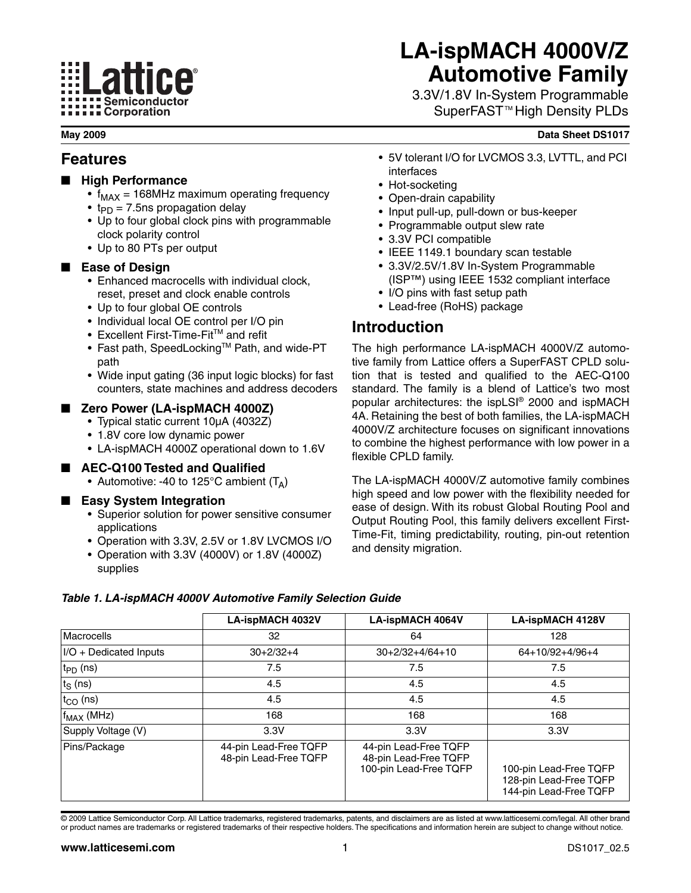# LA-ispMACH 4000V/Z Automotive Family

3.3V/1.8V In-System Programmable SuperFAST™ High Density PLDs

**May 2009** **Data Sheet DS1017**

## Features

■ **High Performance**
- $f_{MAX}$ = 168MHz maximum operating frequency
- $t_{PD}$ = 7.5ns propagation delay
- Up to four global clock pins with programmable clock polarity control
- Up to 80 PTs per output

■ **Ease of Design**
- Enhanced macrocells with individual clock, reset, preset and clock enable controls
- Up to four global OE controls
- Individual local OE control per I/O pin
- Excellent First-Time-Fit™ and refit
- Fast path, SpeedLocking™ Path, and wide-PT path
- Wide input gating (36 input logic blocks) for fast counters, state machines and address decoders

■ **Zero Power (LA-ispMACH 4000Z)**
- Typical static current 10µA (4032Z)
- 1.8V core low dynamic power
- LA-ispMACH 4000Z operational down to 1.6V

■ **AEC-Q100 Tested and Qualified**
- Automotive: -40 to 125°C ambient ($T_A$)

■ **Easy System Integration**
- Superior solution for power sensitive consumer applications
- Operation with 3.3V, 2.5V or 1.8V LVCMOS I/O
- Operation with 3.3V (4000V) or 1.8V (4000Z) supplies
- 5V tolerant I/O for LVCMOS 3.3, LVTTL, and PCI interfaces
- Hot-socketing
- Open-drain capability
- Input pull-up, pull-down or bus-keeper
- Programmable output slew rate
- 3.3V PCI compatible
- IEEE 1149.1 boundary scan testable
- 3.3V/2.5V/1.8V In-System Programmable (ISP™) using IEEE 1532 compliant interface
- I/O pins with fast setup path
- Lead-free (RoHS) package

## Introduction

The high performance LA-ispMACH 4000V/Z automotive family from Lattice offers a SuperFAST CPLD solution that is tested and qualified to the AEC-Q100 standard. The family is a blend of Lattice's two most popular architectures: the ispLSI® 2000 and ispMACH 4A. Retaining the best of both families, the LA-ispMACH 4000V/Z architecture focuses on significant innovations to combine the highest performance with low power in a flexible CPLD family.

The LA-ispMACH 4000V/Z automotive family combines high speed and low power with the flexibility needed for ease of design. With its robust Global Routing Pool and Output Routing Pool, this family delivers excellent First-Time-Fit, timing predictability, routing, pin-out retention and density migration.

***Table 1. LA-ispMACH 4000V Automotive Family Selection Guide***

| | LA-ispMACH 4032V | LA-ispMACH 4064V | LA-ispMACH 4128V |
|---|---|---|---|
| Macrocells | 32 | 64 | 128 |
| I/O + Dedicated Inputs | 30+2/32+4 | 30+2/32+4/64+10 | 64+10/92+4/96+4 |
| $t_{PD}$ (ns) | 7.5 | 7.5 | 7.5 |
| $t_S$ (ns) | 4.5 | 4.5 | 4.5 |
| $t_{CO}$ (ns) | 4.5 | 4.5 | 4.5 |
| $f_{MAX}$ (MHz) | 168 | 168 | 168 |
| Supply Voltage (V) | 3.3V | 3.3V | 3.3V |
| Pins/Package | 44-pin Lead-Free TQFP<br>48-pin Lead-Free TQFP | 44-pin Lead-Free TQFP<br>48-pin Lead-Free TQFP<br>100-pin Lead-Free TQFP | 100-pin Lead-Free TQFP<br>128-pin Lead-Free TQFP<br>144-pin Lead-Free TQFP |

© 2009 Lattice Semiconductor Corp. All Lattice trademarks, registered trademarks, patents, and disclaimers are as listed at www.latticesemi.com/legal. All other brand or product names are trademarks or registered trademarks of their respective holders. The specifications and information herein are subject to change without notice.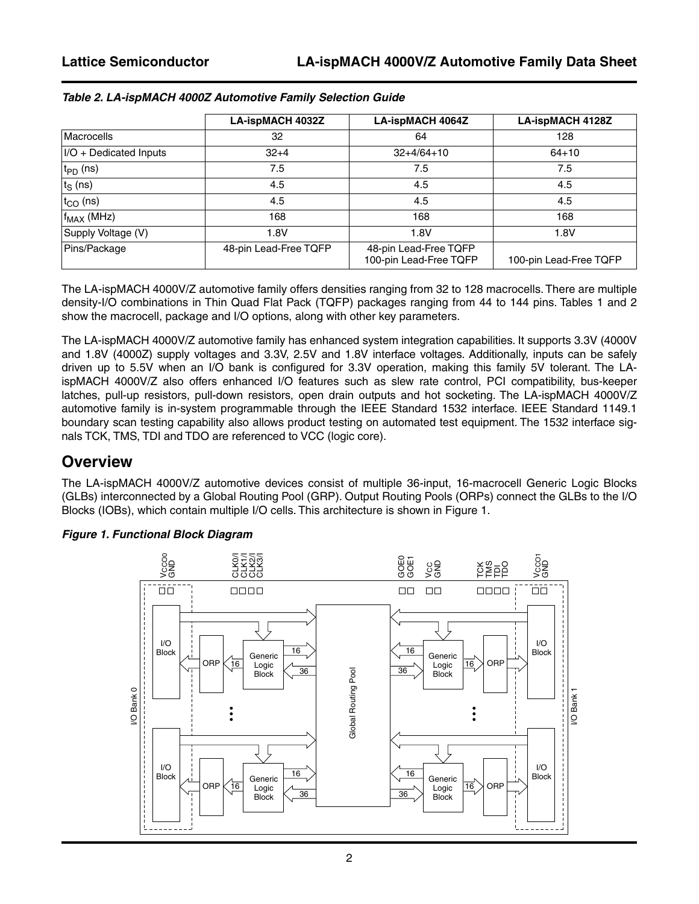*Table 2. LA-ispMACH 4000Z Automotive Family Selection Guide*

| | LA-ispMACH 4032Z | LA-ispMACH 4064Z | LA-ispMACH 4128Z |
|---|---|---|---|
| Macrocells | 32 | 64 | 128 |
| I/O + Dedicated Inputs | 32+4 | 32+4/64+10 | 64+10 |
| $t_{PD}$ (ns) | 7.5 | 7.5 | 7.5 |
| $t_S$ (ns) | 4.5 | 4.5 | 4.5 |
| $t_{CO}$ (ns) | 4.5 | 4.5 | 4.5 |
| $f_{MAX}$ (MHz) | 168 | 168 | 168 |
| Supply Voltage (V) | 1.8V | 1.8V | 1.8V |
| Pins/Package | 48-pin Lead-Free TQFP | 48-pin Lead-Free TQFP<br>100-pin Lead-Free TQFP | 100-pin Lead-Free TQFP |

The LA-ispMACH 4000V/Z automotive family offers densities ranging from 32 to 128 macrocells. There are multiple density-I/O combinations in Thin Quad Flat Pack (TQFP) packages ranging from 44 to 144 pins. Tables 1 and 2 show the macrocell, package and I/O options, along with other key parameters.

The LA-ispMACH 4000V/Z automotive family has enhanced system integration capabilities. It supports 3.3V (4000V and 1.8V (4000Z) supply voltages and 3.3V, 2.5V and 1.8V interface voltages. Additionally, inputs can be safely driven up to 5.5V when an I/O bank is configured for 3.3V operation, making this family 5V tolerant. The LA-ispMACH 4000V/Z also offers enhanced I/O features such as slew rate control, PCI compatibility, bus-keeper latches, pull-up resistors, pull-down resistors, open drain outputs and hot socketing. The LA-ispMACH 4000V/Z automotive family is in-system programmable through the IEEE Standard 1532 interface. IEEE Standard 1149.1 boundary scan testing capability also allows product testing on automated test equipment. The 1532 interface signals TCK, TMS, TDI and TDO are referenced to VCC (logic core).

## Overview

The LA-ispMACH 4000V/Z automotive devices consist of multiple 36-input, 16-macrocell Generic Logic Blocks (GLBs) interconnected by a Global Routing Pool (GRP). Output Routing Pools (ORPs) connect the GLBs to the I/O Blocks (IOBs), which contain multiple I/O cells. This architecture is shown in Figure 1.

*Figure 1. Functional Block Diagram*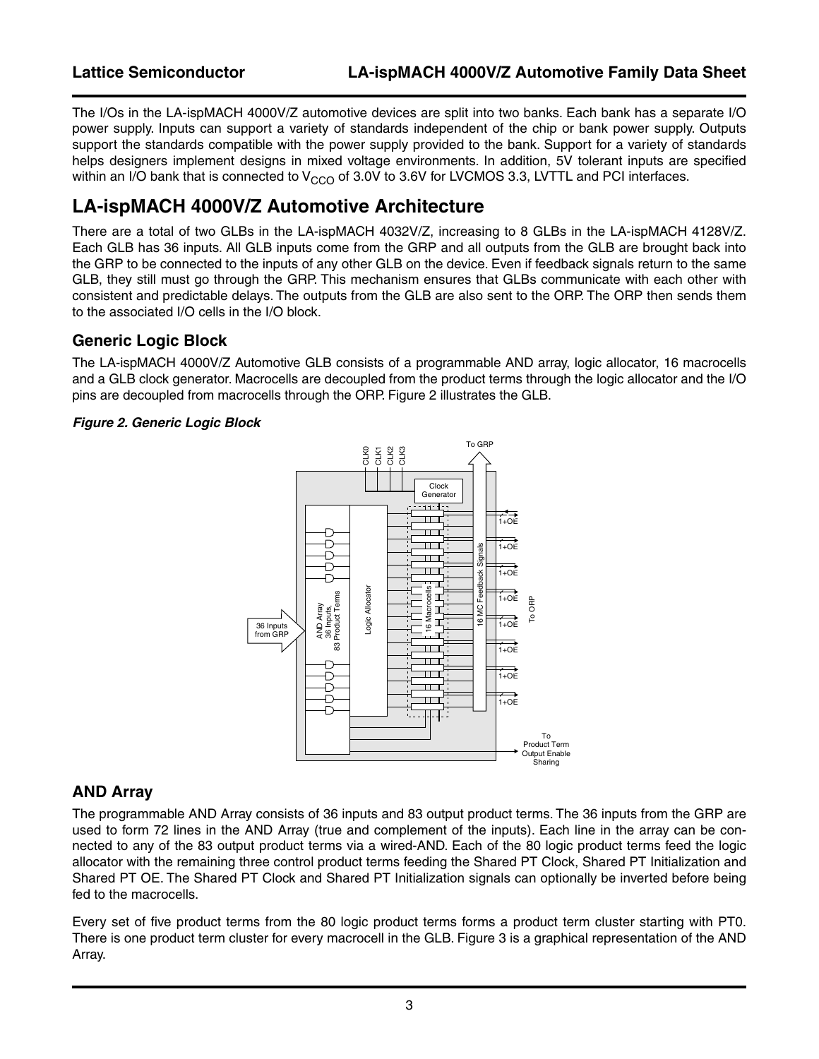The I/Os in the LA-ispMACH 4000V/Z automotive devices are split into two banks. Each bank has a separate I/O power supply. Inputs can support a variety of standards independent of the chip or bank power supply. Outputs support the standards compatible with the power supply provided to the bank. Support for a variety of standards helps designers implement designs in mixed voltage environments. In addition, 5V tolerant inputs are specified within an I/O bank that is connected to $V_{CCO}$ of 3.0V to 3.6V for LVCMOS 3.3, LVTTL and PCI interfaces.

## LA-ispMACH 4000V/Z Automotive Architecture

There are a total of two GLBs in the LA-ispMACH 4032V/Z, increasing to 8 GLBs in the LA-ispMACH 4128V/Z. Each GLB has 36 inputs. All GLB inputs come from the GRP and all outputs from the GLB are brought back into the GRP to be connected to the inputs of any other GLB on the device. Even if feedback signals return to the same GLB, they still must go through the GRP. This mechanism ensures that GLBs communicate with each other with consistent and predictable delays. The outputs from the GLB are also sent to the ORP. The ORP then sends them to the associated I/O cells in the I/O block.

### Generic Logic Block

The LA-ispMACH 4000V/Z Automotive GLB consists of a programmable AND array, logic allocator, 16 macrocells and a GLB clock generator. Macrocells are decoupled from the product terms through the logic allocator and the I/O pins are decoupled from macrocells through the ORP. Figure 2 illustrates the GLB.

***Figure 2. Generic Logic Block***

### AND Array

The programmable AND Array consists of 36 inputs and 83 output product terms. The 36 inputs from the GRP are used to form 72 lines in the AND Array (true and complement of the inputs). Each line in the array can be connected to any of the 83 output product terms via a wired-AND. Each of the 80 logic product terms feed the logic allocator with the remaining three control product terms feeding the Shared PT Clock, Shared PT Initialization and Shared PT OE. The Shared PT Clock and Shared PT Initialization signals can optionally be inverted before being fed to the macrocells.

Every set of five product terms from the 80 logic product terms forms a product term cluster starting with PT0. There is one product term cluster for every macrocell in the GLB. Figure 3 is a graphical representation of the AND Array.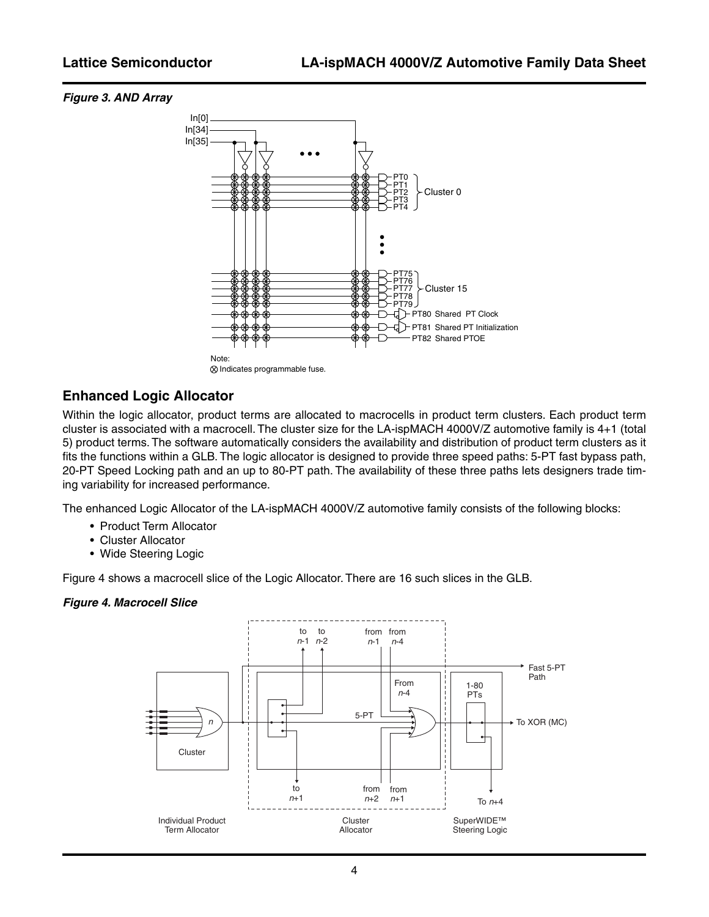*Figure 3. AND Array*

Note:
⊗ Indicates programmable fuse.

## Enhanced Logic Allocator

Within the logic allocator, product terms are allocated to macrocells in product term clusters. Each product term cluster is associated with a macrocell. The cluster size for the LA-ispMACH 4000V/Z automotive family is 4+1 (total 5) product terms. The software automatically considers the availability and distribution of product term clusters as it fits the functions within a GLB. The logic allocator is designed to provide three speed paths: 5-PT fast bypass path, 20-PT Speed Locking path and an up to 80-PT path. The availability of these three paths lets designers trade timing variability for increased performance.

The enhanced Logic Allocator of the LA-ispMACH 4000V/Z automotive family consists of the following blocks:

- Product Term Allocator
- Cluster Allocator
- Wide Steering Logic

Figure 4 shows a macrocell slice of the Logic Allocator. There are 16 such slices in the GLB.

*Figure 4. Macrocell Slice*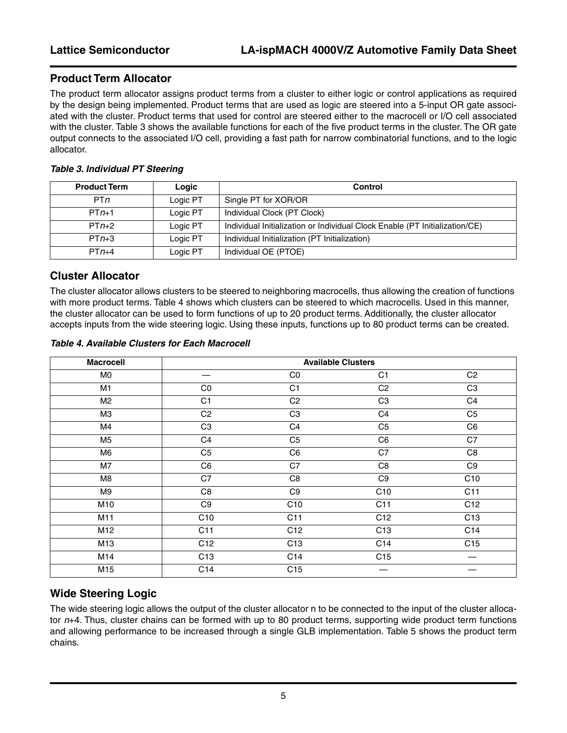## Product Term Allocator

The product term allocator assigns product terms from a cluster to either logic or control applications as required by the design being implemented. Product terms that are used as logic are steered into a 5-input OR gate associated with the cluster. Product terms that used for control are steered either to the macrocell or I/O cell associated with the cluster. Table 3 shows the available functions for each of the five product terms in the cluster. The OR gate output connects to the associated I/O cell, providing a fast path for narrow combinatorial functions, and to the logic allocator.

***Table 3. Individual PT Steering***

| Product Term | Logic | Control |
|---|---|---|
| PT*n* | Logic PT | Single PT for XOR/OR |
| PT*n*+1 | Logic PT | Individual Clock (PT Clock) |
| PT*n*+2 | Logic PT | Individual Initialization or Individual Clock Enable (PT Initialization/CE) |
| PT*n*+3 | Logic PT | Individual Initialization (PT Initialization) |
| PT*n*+4 | Logic PT | Individual OE (PTOE) |

## Cluster Allocator

The cluster allocator allows clusters to be steered to neighboring macrocells, thus allowing the creation of functions with more product terms. Table 4 shows which clusters can be steered to which macrocells. Used in this manner, the cluster allocator can be used to form functions of up to 20 product terms. Additionally, the cluster allocator accepts inputs from the wide steering logic. Using these inputs, functions up to 80 product terms can be created.

***Table 4. Available Clusters for Each Macrocell***

| Macrocell | Available Clusters | | | |
|---|---|---|---|---|
| M0 | — | C0 | C1 | C2 |
| M1 | C0 | C1 | C2 | C3 |
| M2 | C1 | C2 | C3 | C4 |
| M3 | C2 | C3 | C4 | C5 |
| M4 | C3 | C4 | C5 | C6 |
| M5 | C4 | C5 | C6 | C7 |
| M6 | C5 | C6 | C7 | C8 |
| M7 | C6 | C7 | C8 | C9 |
| M8 | C7 | C8 | C9 | C10 |
| M9 | C8 | C9 | C10 | C11 |
| M10 | C9 | C10 | C11 | C12 |
| M11 | C10 | C11 | C12 | C13 |
| M12 | C11 | C12 | C13 | C14 |
| M13 | C12 | C13 | C14 | C15 |
| M14 | C13 | C14 | C15 | — |
| M15 | C14 | C15 | — | — |

## Wide Steering Logic

The wide steering logic allows the output of the cluster allocator n to be connected to the input of the cluster allocator *n*+4. Thus, cluster chains can be formed with up to 80 product terms, supporting wide product term functions and allowing performance to be increased through a single GLB implementation. Table 5 shows the product term chains.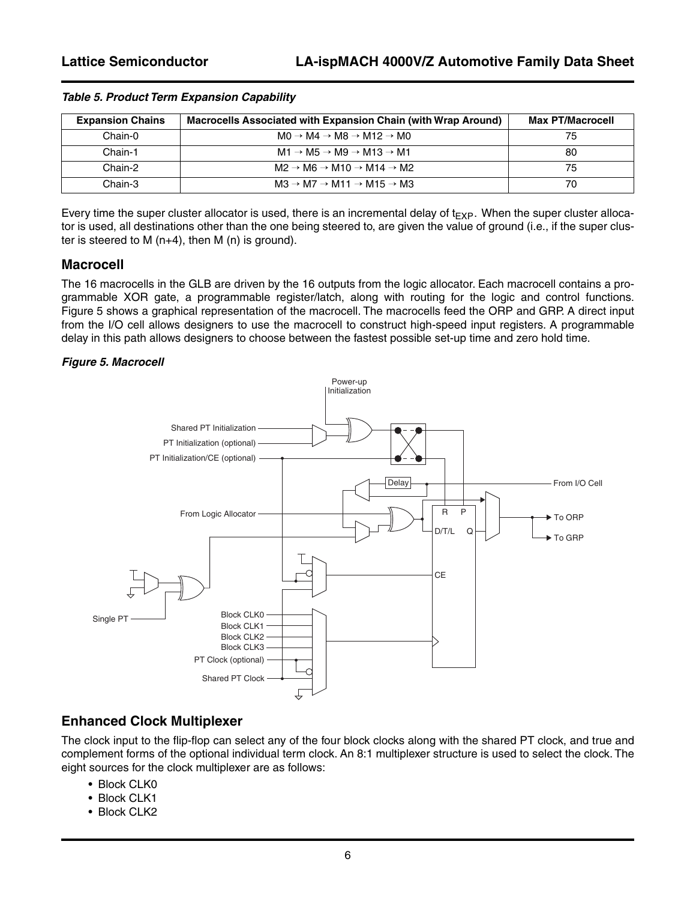*Table 5. Product Term Expansion Capability*

| Expansion Chains | Macrocells Associated with Expansion Chain (with Wrap Around) | Max PT/Macrocell |
|---|---|---|
| Chain-0 | M0 → M4 → M8 → M12 → M0 | 75 |
| Chain-1 | M1 → M5 → M9 → M13 → M1 | 80 |
| Chain-2 | M2 → M6 → M10 → M14 → M2 | 75 |
| Chain-3 | M3 → M7 → M11 → M15 → M3 | 70 |

Every time the super cluster allocator is used, there is an incremental delay of $t_{EXP}$. When the super cluster allocator is used, all destinations other than the one being steered to, are given the value of ground (i.e., if the super cluster is steered to M (n+4), then M (n) is ground).

## Macrocell

The 16 macrocells in the GLB are driven by the 16 outputs from the logic allocator. Each macrocell contains a programmable XOR gate, a programmable register/latch, along with routing for the logic and control functions. Figure 5 shows a graphical representation of the macrocell. The macrocells feed the ORP and GRP. A direct input from the I/O cell allows designers to use the macrocell to construct high-speed input registers. A programmable delay in this path allows designers to choose between the fastest possible set-up time and zero hold time.

*Figure 5. Macrocell*

## Enhanced Clock Multiplexer

The clock input to the flip-flop can select any of the four block clocks along with the shared PT clock, and true and complement forms of the optional individual term clock. An 8:1 multiplexer structure is used to select the clock. The eight sources for the clock multiplexer are as follows:

- Block CLK0
- Block CLK1
- Block CLK2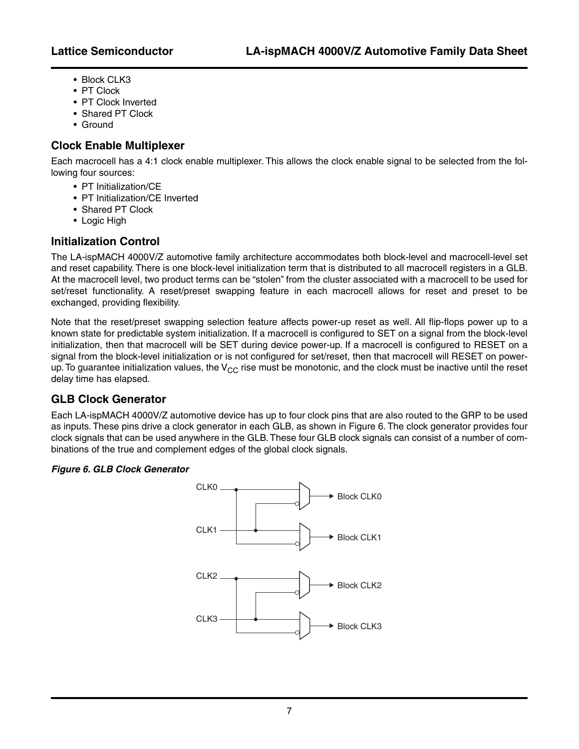- Block CLK3
- PT Clock
- PT Clock Inverted
- Shared PT Clock
- Ground

## Clock Enable Multiplexer

Each macrocell has a 4:1 clock enable multiplexer. This allows the clock enable signal to be selected from the following four sources:

- PT Initialization/CE
- PT Initialization/CE Inverted
- Shared PT Clock
- Logic High

## Initialization Control

The LA-ispMACH 4000V/Z automotive family architecture accommodates both block-level and macrocell-level set and reset capability. There is one block-level initialization term that is distributed to all macrocell registers in a GLB. At the macrocell level, two product terms can be "stolen" from the cluster associated with a macrocell to be used for set/reset functionality. A reset/preset swapping feature in each macrocell allows for reset and preset to be exchanged, providing flexibility.

Note that the reset/preset swapping selection feature affects power-up reset as well. All flip-flops power up to a known state for predictable system initialization. If a macrocell is configured to SET on a signal from the block-level initialization, then that macrocell will be SET during device power-up. If a macrocell is configured to RESET on a signal from the block-level initialization or is not configured for set/reset, then that macrocell will RESET on power-up. To guarantee initialization values, the $V_{CC}$ rise must be monotonic, and the clock must be inactive until the reset delay time has elapsed.

## GLB Clock Generator

Each LA-ispMACH 4000V/Z automotive device has up to four clock pins that are also routed to the GRP to be used as inputs. These pins drive a clock generator in each GLB, as shown in Figure 6. The clock generator provides four clock signals that can be used anywhere in the GLB. These four GLB clock signals can consist of a number of combinations of the true and complement edges of the global clock signals.

*Figure 6. GLB Clock Generator*

CLK0, CLK1, CLK2, CLK3 → Block CLK0, Block CLK1, Block CLK2, Block CLK3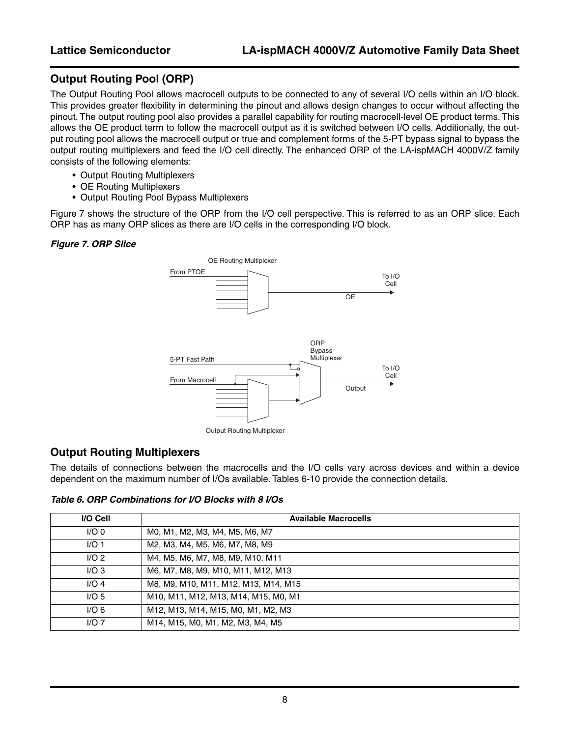## Output Routing Pool (ORP)

The Output Routing Pool allows macrocell outputs to be connected to any of several I/O cells within an I/O block. This provides greater flexibility in determining the pinout and allows design changes to occur without affecting the pinout. The output routing pool also provides a parallel capability for routing macrocell-level OE product terms. This allows the OE product term to follow the macrocell output as it is switched between I/O cells. Additionally, the output routing pool allows the macrocell output or true and complement forms of the 5-PT bypass signal to bypass the output routing multiplexers and feed the I/O cell directly. The enhanced ORP of the LA-ispMACH 4000V/Z family consists of the following elements:

- Output Routing Multiplexers
- OE Routing Multiplexers
- Output Routing Pool Bypass Multiplexers

Figure 7 shows the structure of the ORP from the I/O cell perspective. This is referred to as an ORP slice. Each ORP has as many ORP slices as there are I/O cells in the corresponding I/O block.

***Figure 7. ORP Slice***

## Output Routing Multiplexers

The details of connections between the macrocells and the I/O cells vary across devices and within a device dependent on the maximum number of I/Os available. Tables 6-10 provide the connection details.

***Table 6. ORP Combinations for I/O Blocks with 8 I/Os***

| I/O Cell | Available Macrocells |
|---|---|
| I/O 0 | M0, M1, M2, M3, M4, M5, M6, M7 |
| I/O 1 | M2, M3, M4, M5, M6, M7, M8, M9 |
| I/O 2 | M4, M5, M6, M7, M8, M9, M10, M11 |
| I/O 3 | M6, M7, M8, M9, M10, M11, M12, M13 |
| I/O 4 | M8, M9, M10, M11, M12, M13, M14, M15 |
| I/O 5 | M10, M11, M12, M13, M14, M15, M0, M1 |
| I/O 6 | M12, M13, M14, M15, M0, M1, M2, M3 |
| I/O 7 | M14, M15, M0, M1, M2, M3, M4, M5 |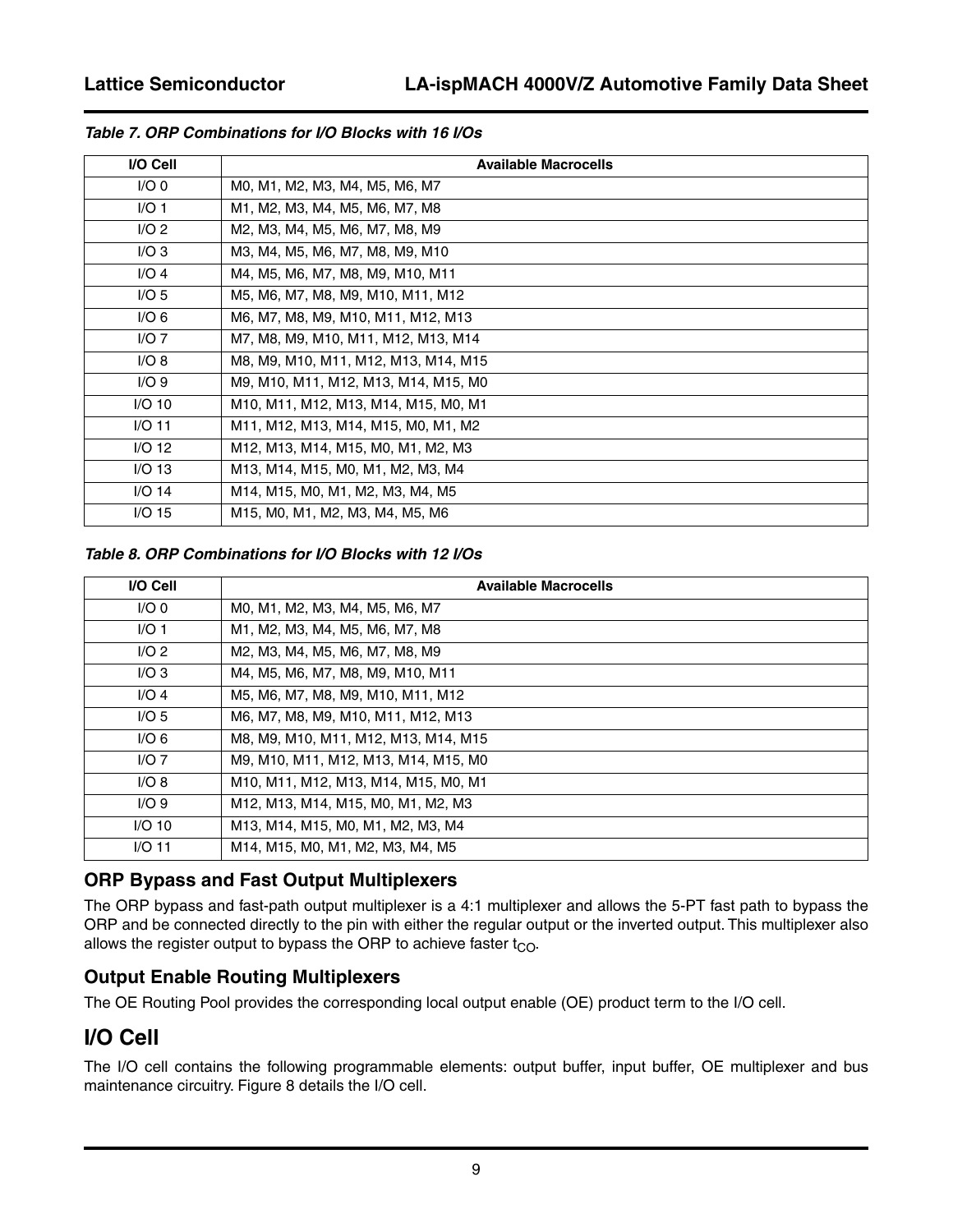*Table 7. ORP Combinations for I/O Blocks with 16 I/Os*

| I/O Cell | Available Macrocells |
|---|---|
| I/O 0 | M0, M1, M2, M3, M4, M5, M6, M7 |
| I/O 1 | M1, M2, M3, M4, M5, M6, M7, M8 |
| I/O 2 | M2, M3, M4, M5, M6, M7, M8, M9 |
| I/O 3 | M3, M4, M5, M6, M7, M8, M9, M10 |
| I/O 4 | M4, M5, M6, M7, M8, M9, M10, M11 |
| I/O 5 | M5, M6, M7, M8, M9, M10, M11, M12 |
| I/O 6 | M6, M7, M8, M9, M10, M11, M12, M13 |
| I/O 7 | M7, M8, M9, M10, M11, M12, M13, M14 |
| I/O 8 | M8, M9, M10, M11, M12, M13, M14, M15 |
| I/O 9 | M9, M10, M11, M12, M13, M14, M15, M0 |
| I/O 10 | M10, M11, M12, M13, M14, M15, M0, M1 |
| I/O 11 | M11, M12, M13, M14, M15, M0, M1, M2 |
| I/O 12 | M12, M13, M14, M15, M0, M1, M2, M3 |
| I/O 13 | M13, M14, M15, M0, M1, M2, M3, M4 |
| I/O 14 | M14, M15, M0, M1, M2, M3, M4, M5 |
| I/O 15 | M15, M0, M1, M2, M3, M4, M5, M6 |

*Table 8. ORP Combinations for I/O Blocks with 12 I/Os*

| I/O Cell | Available Macrocells |
|---|---|
| I/O 0 | M0, M1, M2, M3, M4, M5, M6, M7 |
| I/O 1 | M1, M2, M3, M4, M5, M6, M7, M8 |
| I/O 2 | M2, M3, M4, M5, M6, M7, M8, M9 |
| I/O 3 | M4, M5, M6, M7, M8, M9, M10, M11 |
| I/O 4 | M5, M6, M7, M8, M9, M10, M11, M12 |
| I/O 5 | M6, M7, M8, M9, M10, M11, M12, M13 |
| I/O 6 | M8, M9, M10, M11, M12, M13, M14, M15 |
| I/O 7 | M9, M10, M11, M12, M13, M14, M15, M0 |
| I/O 8 | M10, M11, M12, M13, M14, M15, M0, M1 |
| I/O 9 | M12, M13, M14, M15, M0, M1, M2, M3 |
| I/O 10 | M13, M14, M15, M0, M1, M2, M3, M4 |
| I/O 11 | M14, M15, M0, M1, M2, M3, M4, M5 |

### ORP Bypass and Fast Output Multiplexers

The ORP bypass and fast-path output multiplexer is a 4:1 multiplexer and allows the 5-PT fast path to bypass the ORP and be connected directly to the pin with either the regular output or the inverted output. This multiplexer also allows the register output to bypass the ORP to achieve faster $t_{CO}$.

### Output Enable Routing Multiplexers

The OE Routing Pool provides the corresponding local output enable (OE) product term to the I/O cell.

## I/O Cell

The I/O cell contains the following programmable elements: output buffer, input buffer, OE multiplexer and bus maintenance circuitry. Figure 8 details the I/O cell.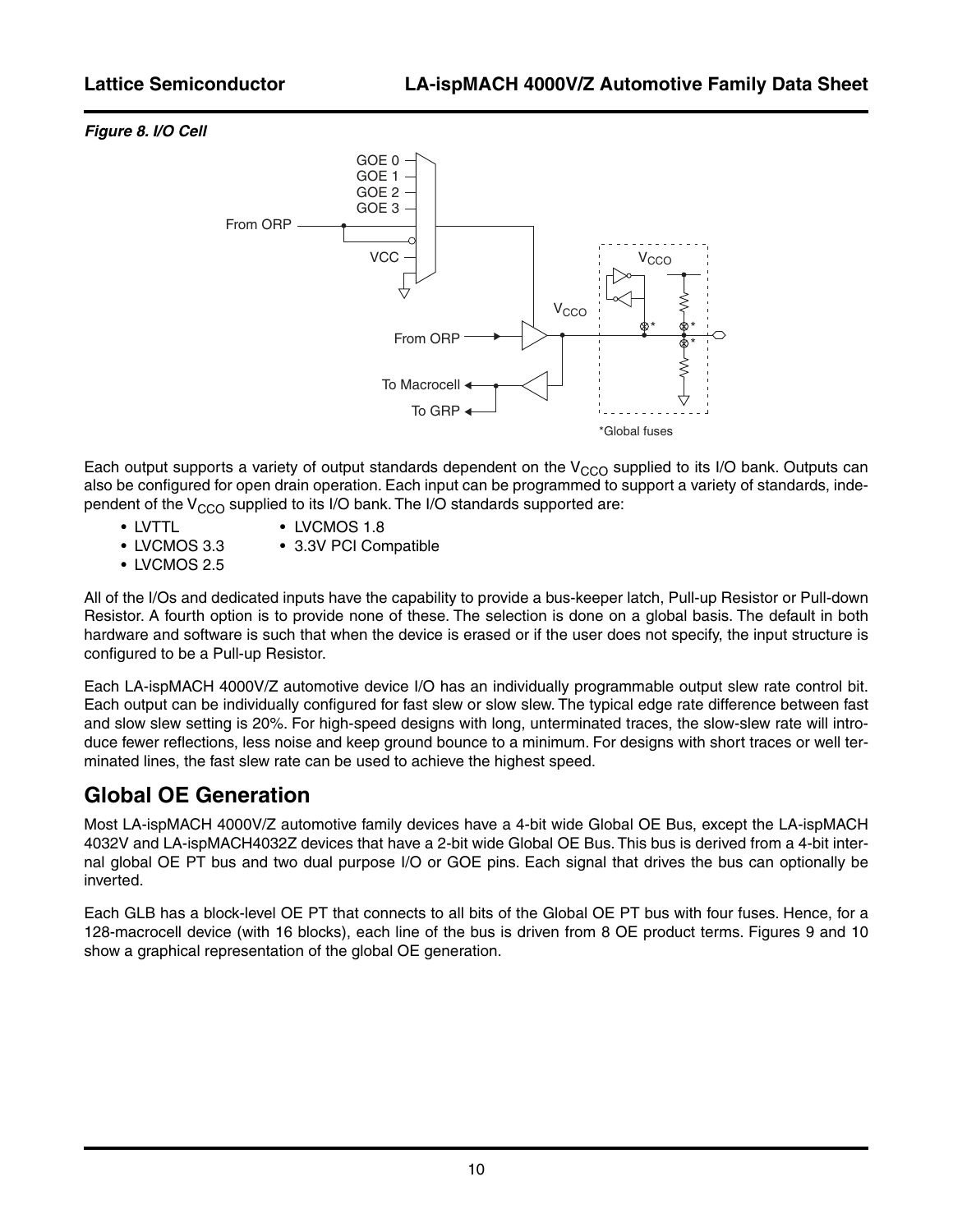*Figure 8. I/O Cell*

Each output supports a variety of output standards dependent on the $V_{CCO}$ supplied to its I/O bank. Outputs can also be configured for open drain operation. Each input can be programmed to support a variety of standards, independent of the $V_{CCO}$ supplied to its I/O bank. The I/O standards supported are:

- LVTTL
- LVCMOS 3.3
- LVCMOS 2.5
- LVCMOS 1.8
- 3.3V PCI Compatible

All of the I/Os and dedicated inputs have the capability to provide a bus-keeper latch, Pull-up Resistor or Pull-down Resistor. A fourth option is to provide none of these. The selection is done on a global basis. The default in both hardware and software is such that when the device is erased or if the user does not specify, the input structure is configured to be a Pull-up Resistor.

Each LA-ispMACH 4000V/Z automotive device I/O has an individually programmable output slew rate control bit. Each output can be individually configured for fast slew or slow slew. The typical edge rate difference between fast and slow slew setting is 20%. For high-speed designs with long, unterminated traces, the slow-slew rate will introduce fewer reflections, less noise and keep ground bounce to a minimum. For designs with short traces or well terminated lines, the fast slew rate can be used to achieve the highest speed.

## Global OE Generation

Most LA-ispMACH 4000V/Z automotive family devices have a 4-bit wide Global OE Bus, except the LA-ispMACH 4032V and LA-ispMACH4032Z devices that have a 2-bit wide Global OE Bus. This bus is derived from a 4-bit internal global OE PT bus and two dual purpose I/O or GOE pins. Each signal that drives the bus can optionally be inverted.

Each GLB has a block-level OE PT that connects to all bits of the Global OE PT bus with four fuses. Hence, for a 128-macrocell device (with 16 blocks), each line of the bus is driven from 8 OE product terms. Figures 9 and 10 show a graphical representation of the global OE generation.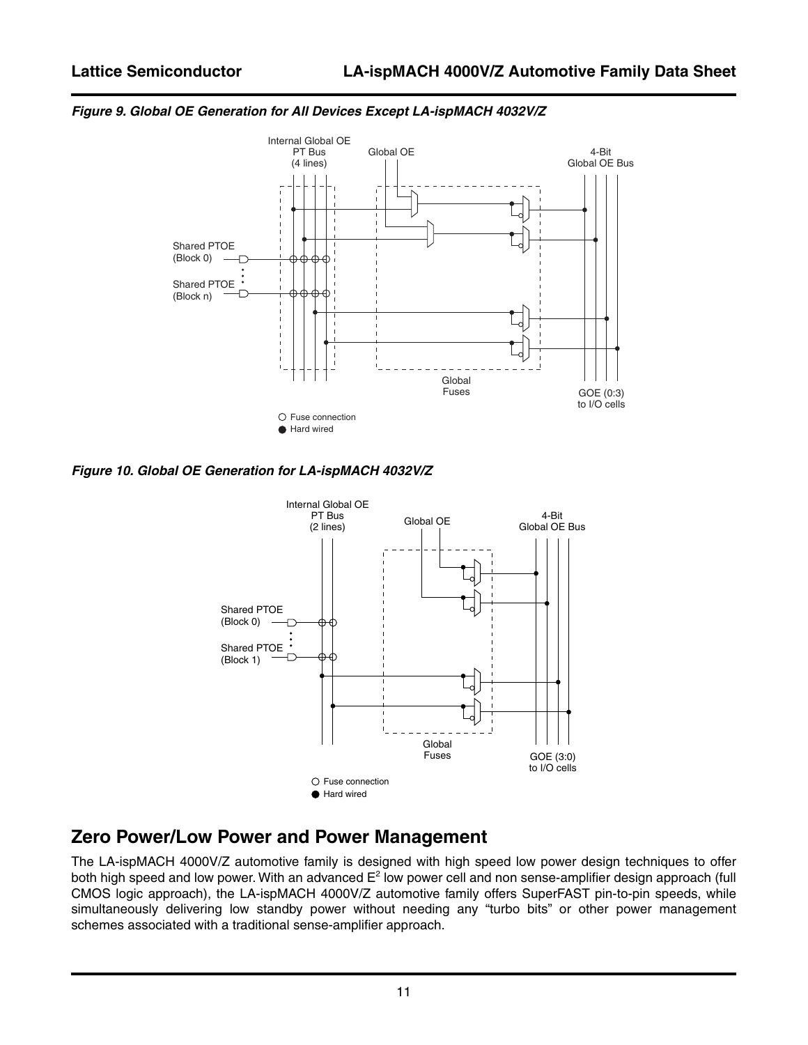*Figure 9. Global OE Generation for All Devices Except LA-ispMACH 4032V/Z*

*Figure 10. Global OE Generation for LA-ispMACH 4032V/Z*

## Zero Power/Low Power and Power Management

The LA-ispMACH 4000V/Z automotive family is designed with high speed low power design techniques to offer both high speed and low power. With an advanced $E^2$ low power cell and non sense-amplifier design approach (full CMOS logic approach), the LA-ispMACH 4000V/Z automotive family offers SuperFAST pin-to-pin speeds, while simultaneously delivering low standby power without needing any "turbo bits" or other power management schemes associated with a traditional sense-amplifier approach.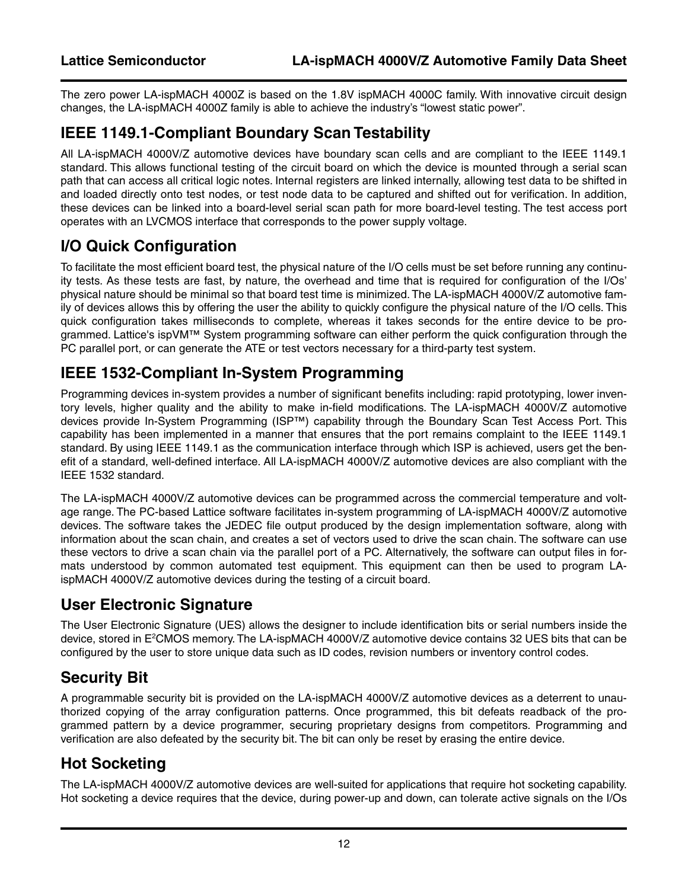The zero power LA-ispMACH 4000Z is based on the 1.8V ispMACH 4000C family. With innovative circuit design changes, the LA-ispMACH 4000Z family is able to achieve the industry's "lowest static power".

## IEEE 1149.1-Compliant Boundary Scan Testability

All LA-ispMACH 4000V/Z automotive devices have boundary scan cells and are compliant to the IEEE 1149.1 standard. This allows functional testing of the circuit board on which the device is mounted through a serial scan path that can access all critical logic notes. Internal registers are linked internally, allowing test data to be shifted in and loaded directly onto test nodes, or test node data to be captured and shifted out for verification. In addition, these devices can be linked into a board-level serial scan path for more board-level testing. The test access port operates with an LVCMOS interface that corresponds to the power supply voltage.

## I/O Quick Configuration

To facilitate the most efficient board test, the physical nature of the I/O cells must be set before running any continuity tests. As these tests are fast, by nature, the overhead and time that is required for configuration of the I/Os' physical nature should be minimal so that board test time is minimized. The LA-ispMACH 4000V/Z automotive family of devices allows this by offering the user the ability to quickly configure the physical nature of the I/O cells. This quick configuration takes milliseconds to complete, whereas it takes seconds for the entire device to be programmed. Lattice's ispVM™ System programming software can either perform the quick configuration through the PC parallel port, or can generate the ATE or test vectors necessary for a third-party test system.

## IEEE 1532-Compliant In-System Programming

Programming devices in-system provides a number of significant benefits including: rapid prototyping, lower inventory levels, higher quality and the ability to make in-field modifications. The LA-ispMACH 4000V/Z automotive devices provide In-System Programming (ISP™) capability through the Boundary Scan Test Access Port. This capability has been implemented in a manner that ensures that the port remains complaint to the IEEE 1149.1 standard. By using IEEE 1149.1 as the communication interface through which ISP is achieved, users get the benefit of a standard, well-defined interface. All LA-ispMACH 4000V/Z automotive devices are also compliant with the IEEE 1532 standard.

The LA-ispMACH 4000V/Z automotive devices can be programmed across the commercial temperature and voltage range. The PC-based Lattice software facilitates in-system programming of LA-ispMACH 4000V/Z automotive devices. The software takes the JEDEC file output produced by the design implementation software, along with information about the scan chain, and creates a set of vectors used to drive the scan chain. The software can use these vectors to drive a scan chain via the parallel port of a PC. Alternatively, the software can output files in formats understood by common automated test equipment. This equipment can then be used to program LA-ispMACH 4000V/Z automotive devices during the testing of a circuit board.

## User Electronic Signature

The User Electronic Signature (UES) allows the designer to include identification bits or serial numbers inside the device, stored in $E^2$CMOS memory. The LA-ispMACH 4000V/Z automotive device contains 32 UES bits that can be configured by the user to store unique data such as ID codes, revision numbers or inventory control codes.

## Security Bit

A programmable security bit is provided on the LA-ispMACH 4000V/Z automotive devices as a deterrent to unauthorized copying of the array configuration patterns. Once programmed, this bit defeats readback of the programmed pattern by a device programmer, securing proprietary designs from competitors. Programming and verification are also defeated by the security bit. The bit can only be reset by erasing the entire device.

## Hot Socketing

The LA-ispMACH 4000V/Z automotive devices are well-suited for applications that require hot socketing capability. Hot socketing a device requires that the device, during power-up and down, can tolerate active signals on the I/Os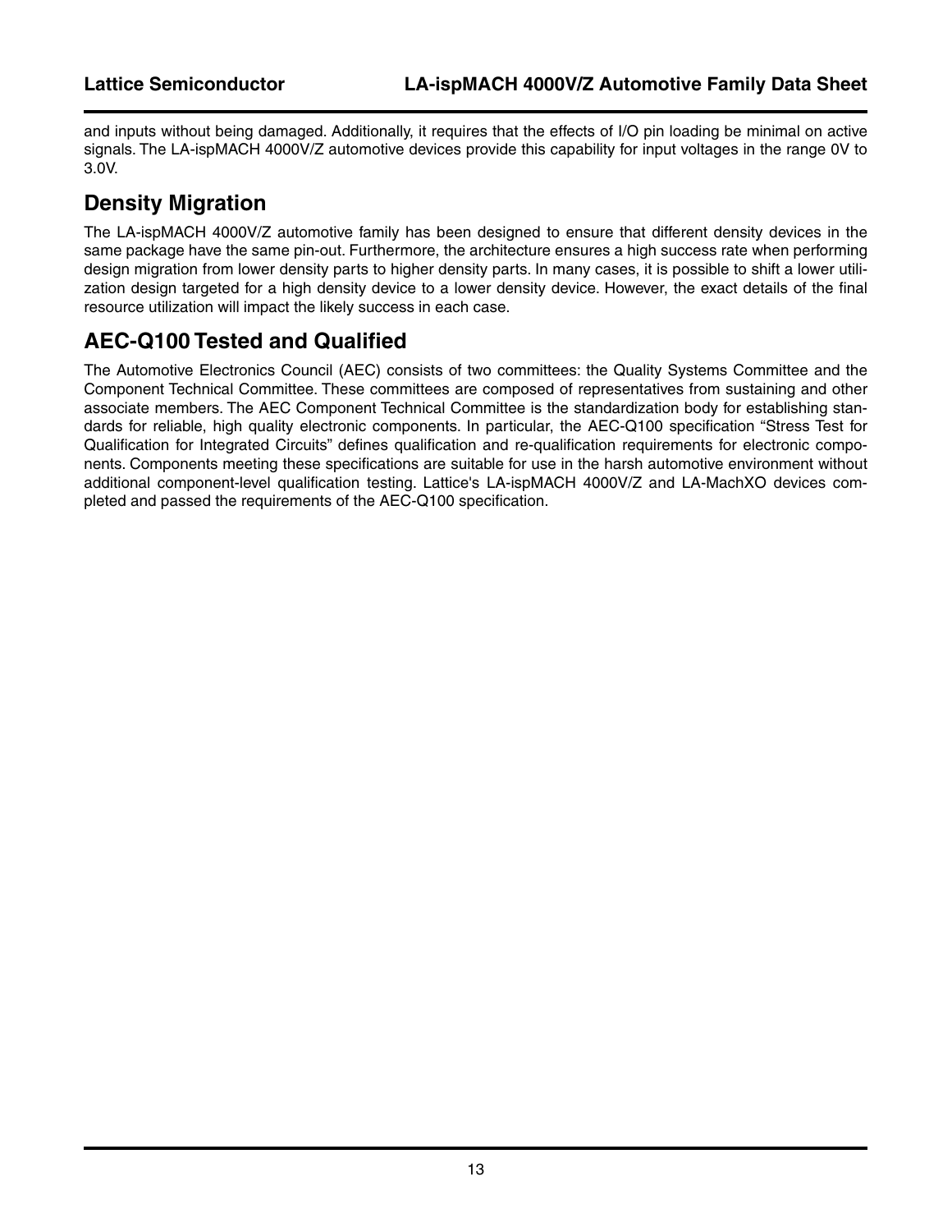and inputs without being damaged. Additionally, it requires that the effects of I/O pin loading be minimal on active signals. The LA-ispMACH 4000V/Z automotive devices provide this capability for input voltages in the range 0V to 3.0V.

## Density Migration

The LA-ispMACH 4000V/Z automotive family has been designed to ensure that different density devices in the same package have the same pin-out. Furthermore, the architecture ensures a high success rate when performing design migration from lower density parts to higher density parts. In many cases, it is possible to shift a lower utilization design targeted for a high density device to a lower density device. However, the exact details of the final resource utilization will impact the likely success in each case.

## AEC-Q100 Tested and Qualified

The Automotive Electronics Council (AEC) consists of two committees: the Quality Systems Committee and the Component Technical Committee. These committees are composed of representatives from sustaining and other associate members. The AEC Component Technical Committee is the standardization body for establishing standards for reliable, high quality electronic components. In particular, the AEC-Q100 specification "Stress Test for Qualification for Integrated Circuits" defines qualification and re-qualification requirements for electronic components. Components meeting these specifications are suitable for use in the harsh automotive environment without additional component-level qualification testing. Lattice's LA-ispMACH 4000V/Z and LA-MachXO devices completed and passed the requirements of the AEC-Q100 specification.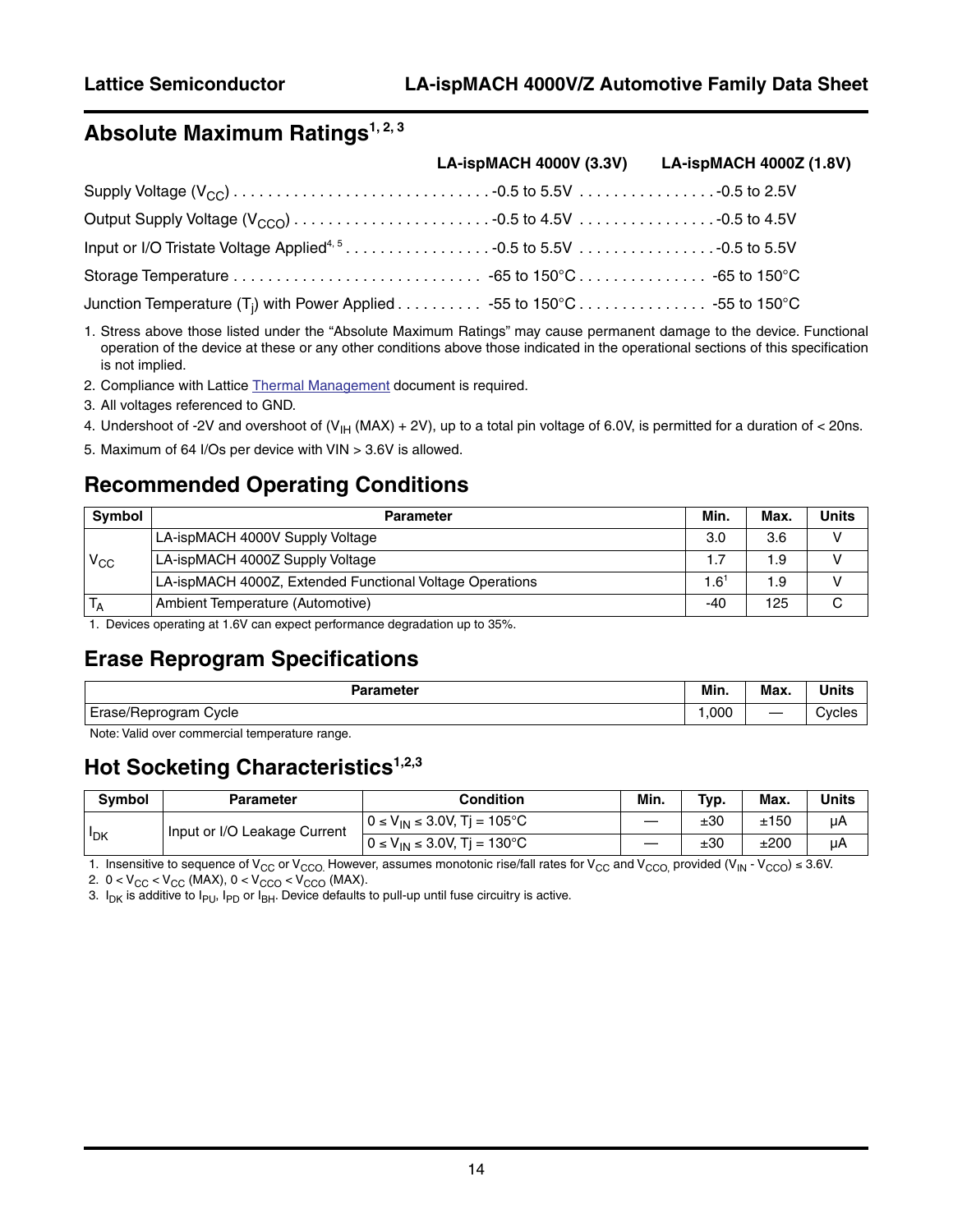## Absolute Maximum Ratings[1, 2, 3]

| | LA-ispMACH 4000V (3.3V) | LA-ispMACH 4000Z (1.8V) |
|---|---|---|
| Supply Voltage ($V_{CC}$) | -0.5 to 5.5V | -0.5 to 2.5V |
| Output Supply Voltage ($V_{CCO}$) | -0.5 to 4.5V | -0.5 to 4.5V |
| Input or I/O Tristate Voltage Applied[4, 5] | -0.5 to 5.5V | -0.5 to 5.5V |
| Storage Temperature | -65 to 150°C | -65 to 150°C |
| Junction Temperature ($T_j$) with Power Applied | -55 to 150°C | -55 to 150°C |

1. Stress above those listed under the "Absolute Maximum Ratings" may cause permanent damage to the device. Functional operation of the device at these or any other conditions above those indicated in the operational sections of this specification is not implied.
2. Compliance with Lattice Thermal Management document is required.
3. All voltages referenced to GND.
4. Undershoot of -2V and overshoot of ($V_{IH}$ (MAX) + 2V), up to a total pin voltage of 6.0V, is permitted for a duration of < 20ns.
5. Maximum of 64 I/Os per device with VIN > 3.6V is allowed.

## Recommended Operating Conditions

| Symbol | Parameter | Min. | Max. | Units |
|---|---|---|---|---|
| $V_{CC}$ | LA-ispMACH 4000V Supply Voltage | 3.0 | 3.6 | V |
| | LA-ispMACH 4000Z Supply Voltage | 1.7 | 1.9 | V |
| | LA-ispMACH 4000Z, Extended Functional Voltage Operations | 1.6[1] | 1.9 | V |
| $T_A$ | Ambient Temperature (Automotive) | -40 | 125 | C |

1. Devices operating at 1.6V can expect performance degradation up to 35%.

## Erase Reprogram Specifications

| Parameter | Min. | Max. | Units |
|---|---|---|---|
| Erase/Reprogram Cycle | 1,000 | — | Cycles |

Note: Valid over commercial temperature range.

## Hot Socketing Characteristics[1,2,3]

| Symbol | Parameter | Condition | Min. | Typ. | Max. | Units |
|---|---|---|---|---|---|---|
| $I_{DK}$ | Input or I/O Leakage Current | $0 \leq V_{IN} \leq 3.0V$, Tj = 105°C | — | ±30 | ±150 | μA |
| | | $0 \leq V_{IN} \leq 3.0V$, Tj = 130°C | — | ±30 | ±200 | μA |

1. Insensitive to sequence of $V_{CC}$ or $V_{CCO}$. However, assumes monotonic rise/fall rates for $V_{CC}$ and $V_{CCO}$, provided ($V_{IN}$ - $V_{CCO}$) ≤ 3.6V.
2. $0 < V_{CC} < V_{CC}$ (MAX), $0 < V_{CCO} < V_{CCO}$ (MAX).
3. $I_{DK}$ is additive to $I_{PU}$, $I_{PD}$ or $I_{BH}$. Device defaults to pull-up until fuse circuitry is active.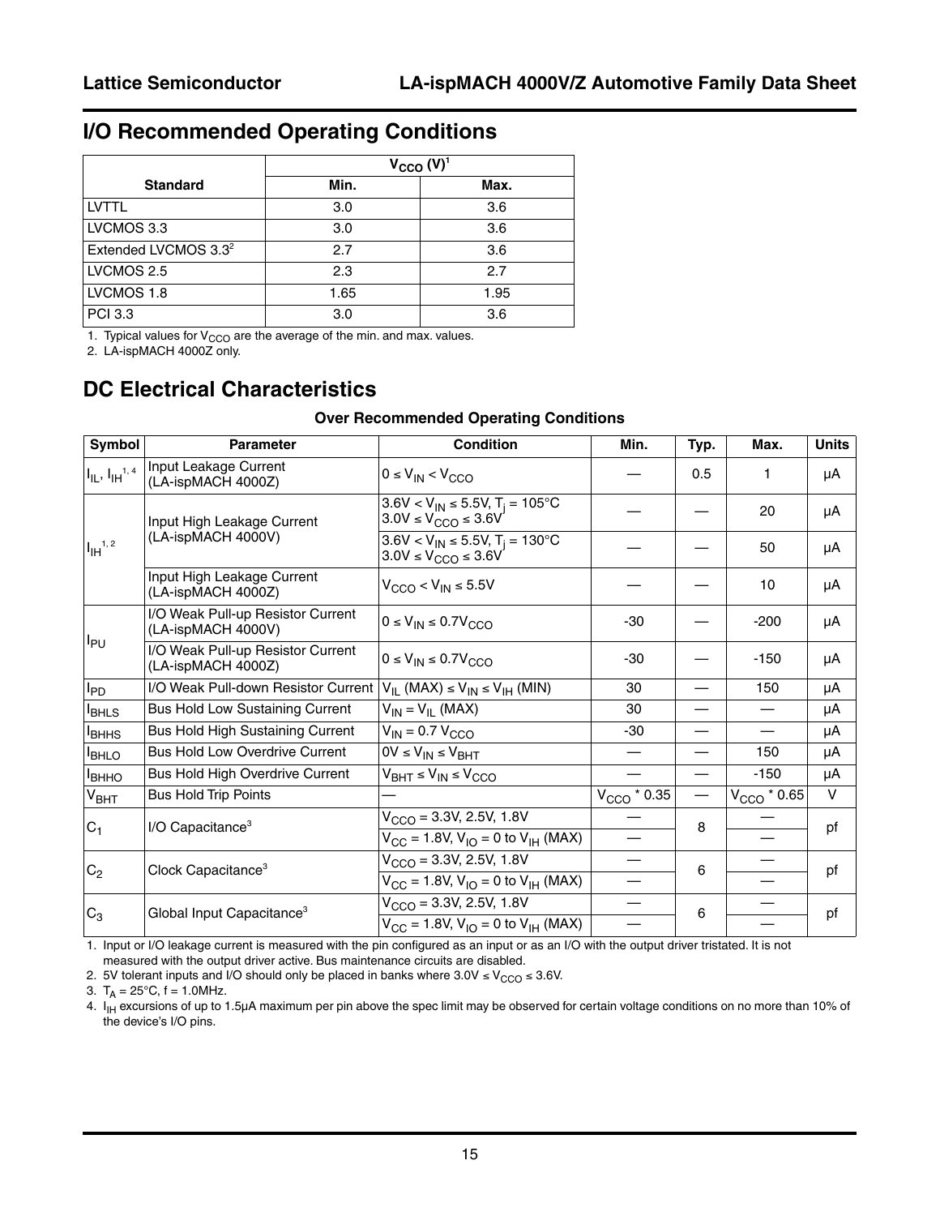## I/O Recommended Operating Conditions

| Standard | $V_{CCO}$ (V)[1] | |
|---|---|---|
| | Min. | Max. |
| LVTTL | 3.0 | 3.6 |
| LVCMOS 3.3 | 3.0 | 3.6 |
| Extended LVCMOS 3.3[2] | 2.7 | 3.6 |
| LVCMOS 2.5 | 2.3 | 2.7 |
| LVCMOS 1.8 | 1.65 | 1.95 |
| PCI 3.3 | 3.0 | 3.6 |

1. Typical values for $V_{CCO}$ are the average of the min. and max. values.
2. LA-ispMACH 4000Z only.

## DC Electrical Characteristics

**Over Recommended Operating Conditions**

| Symbol | Parameter | Condition | Min. | Typ. | Max. | Units |
|---|---|---|---|---|---|---|
| $I_{IL}$, $I_{IH}$[1, 4] | Input Leakage Current (LA-ispMACH 4000Z) | $0 \le V_{IN} < V_{CCO}$ | — | 0.5 | 1 | µA |
| $I_{IH}$[1, 2] | Input High Leakage Current (LA-ispMACH 4000V) | $3.6V < V_{IN} \le 5.5V$, $T_j = 105°C$ $3.0V \le V_{CCO} \le 3.6V$ | — | — | 20 | µA |
| | | $3.6V < V_{IN} \le 5.5V$, $T_j = 130°C$ $3.0V \le V_{CCO} \le 3.6V$ | — | — | 50 | µA |
| | Input High Leakage Current (LA-ispMACH 4000Z) | $V_{CCO} < V_{IN} \le 5.5V$ | — | — | 10 | µA |
| $I_{PU}$ | I/O Weak Pull-up Resistor Current (LA-ispMACH 4000V) | $0 \le V_{IN} \le 0.7V_{CCO}$ | -30 | — | -200 | µA |
| | I/O Weak Pull-up Resistor Current (LA-ispMACH 4000Z) | $0 \le V_{IN} \le 0.7V_{CCO}$ | -30 | — | -150 | µA |
| $I_{PD}$ | I/O Weak Pull-down Resistor Current | $V_{IL}$ (MAX) $\le V_{IN} \le V_{IH}$ (MIN) | 30 | — | 150 | µA |
| $I_{BHLS}$ | Bus Hold Low Sustaining Current | $V_{IN} = V_{IL}$ (MAX) | 30 | — | — | µA |
| $I_{BHHS}$ | Bus Hold High Sustaining Current | $V_{IN} = 0.7\ V_{CCO}$ | -30 | — | — | µA |
| $I_{BHLO}$ | Bus Hold Low Overdrive Current | $0V \le V_{IN} \le V_{BHT}$ | — | — | 150 | µA |
| $I_{BHHO}$ | Bus Hold High Overdrive Current | $V_{BHT} \le V_{IN} \le V_{CCO}$ | — | — | -150 | µA |
| $V_{BHT}$ | Bus Hold Trip Points | — | $V_{CCO}$ * 0.35 | — | $V_{CCO}$ * 0.65 | V |
| $C_1$ | I/O Capacitance[3] | $V_{CCO}$ = 3.3V, 2.5V, 1.8V | — | 8 | — | pf |
| | | $V_{CC}$ = 1.8V, $V_{IO}$ = 0 to $V_{IH}$ (MAX) | — | | — | |
| $C_2$ | Clock Capacitance[3] | $V_{CCO}$ = 3.3V, 2.5V, 1.8V | — | 6 | — | pf |
| | | $V_{CC}$ = 1.8V, $V_{IO}$ = 0 to $V_{IH}$ (MAX) | — | | — | |
| $C_3$ | Global Input Capacitance[3] | $V_{CCO}$ = 3.3V, 2.5V, 1.8V | — | 6 | — | pf |
| | | $V_{CC}$ = 1.8V, $V_{IO}$ = 0 to $V_{IH}$ (MAX) | — | | — | |

1. Input or I/O leakage current is measured with the pin configured as an input or as an I/O with the output driver tristated. It is not measured with the output driver active. Bus maintenance circuits are disabled.
2. 5V tolerant inputs and I/O should only be placed in banks where $3.0V \le V_{CCO} \le 3.6V$.
3. $T_A = 25°C$, f = 1.0MHz.
4. $I_{IH}$ excursions of up to 1.5µA maximum per pin above the spec limit may be observed for certain voltage conditions on no more than 10% of the device's I/O pins.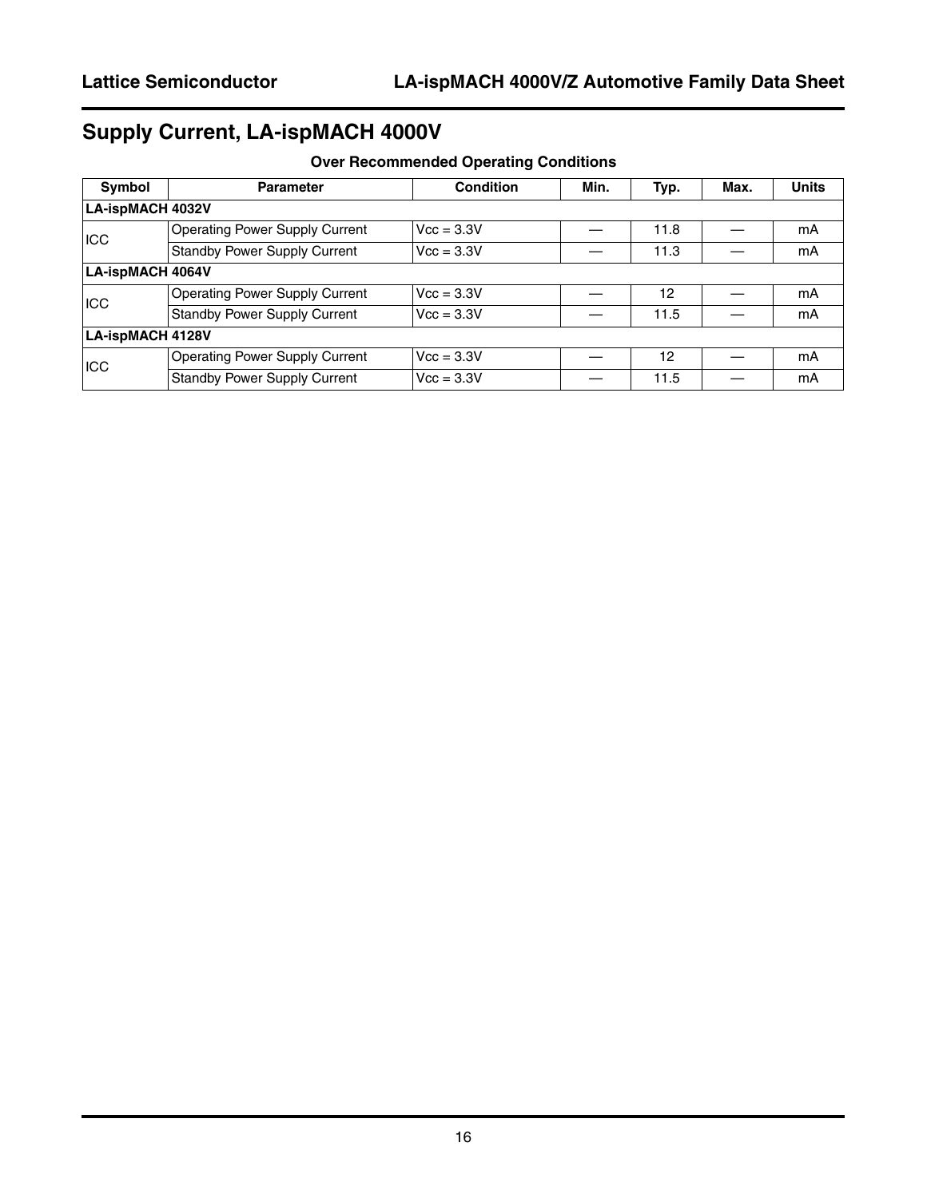## Supply Current, LA-ispMACH 4000V

**Over Recommended Operating Conditions**

| Symbol | Parameter | Condition | Min. | Typ. | Max. | Units |
|---|---|---|---|---|---|---|
| **LA-ispMACH 4032V** | | | | | | |
| ICC | Operating Power Supply Current | Vcc = 3.3V | — | 11.8 | — | mA |
| | Standby Power Supply Current | Vcc = 3.3V | — | 11.3 | — | mA |
| **LA-ispMACH 4064V** | | | | | | |
| ICC | Operating Power Supply Current | Vcc = 3.3V | — | 12 | — | mA |
| | Standby Power Supply Current | Vcc = 3.3V | — | 11.5 | — | mA |
| **LA-ispMACH 4128V** | | | | | | |
| ICC | Operating Power Supply Current | Vcc = 3.3V | — | 12 | — | mA |
| | Standby Power Supply Current | Vcc = 3.3V | — | 11.5 | — | mA |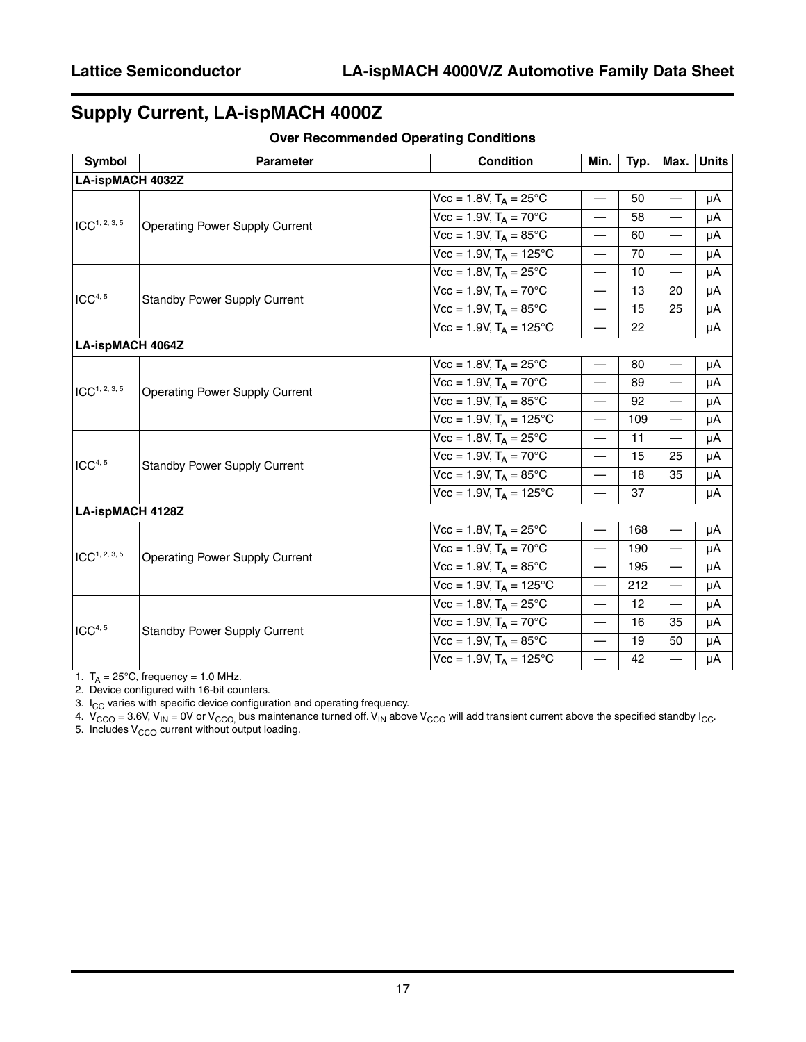## Supply Current, LA-ispMACH 4000Z

**Over Recommended Operating Conditions**

| Symbol | Parameter | Condition | Min. | Typ. | Max. | Units |
|---|---|---|---|---|---|---|
| **LA-ispMACH 4032Z** | | | | | | |
| ICC[1, 2, 3, 5] | Operating Power Supply Current | Vcc = 1.8V, $T_A$ = 25°C | — | 50 | — | µA |
| | | Vcc = 1.9V, $T_A$ = 70°C | — | 58 | — | µA |
| | | Vcc = 1.9V, $T_A$ = 85°C | — | 60 | — | µA |
| | | Vcc = 1.9V, $T_A$ = 125°C | — | 70 | — | µA |
| ICC[4, 5] | Standby Power Supply Current | Vcc = 1.8V, $T_A$ = 25°C | — | 10 | — | µA |
| | | Vcc = 1.9V, $T_A$ = 70°C | — | 13 | 20 | µA |
| | | Vcc = 1.9V, $T_A$ = 85°C | — | 15 | 25 | µA |
| | | Vcc = 1.9V, $T_A$ = 125°C | — | 22 | | µA |
| **LA-ispMACH 4064Z** | | | | | | |
| ICC[1, 2, 3, 5] | Operating Power Supply Current | Vcc = 1.8V, $T_A$ = 25°C | — | 80 | — | µA |
| | | Vcc = 1.9V, $T_A$ = 70°C | — | 89 | — | µA |
| | | Vcc = 1.9V, $T_A$ = 85°C | — | 92 | — | µA |
| | | Vcc = 1.9V, $T_A$ = 125°C | — | 109 | — | µA |
| ICC[4, 5] | Standby Power Supply Current | Vcc = 1.8V, $T_A$ = 25°C | — | 11 | — | µA |
| | | Vcc = 1.9V, $T_A$ = 70°C | — | 15 | 25 | µA |
| | | Vcc = 1.9V, $T_A$ = 85°C | — | 18 | 35 | µA |
| | | Vcc = 1.9V, $T_A$ = 125°C | — | 37 | | µA |
| **LA-ispMACH 4128Z** | | | | | | |
| ICC[1, 2, 3, 5] | Operating Power Supply Current | Vcc = 1.8V, $T_A$ = 25°C | — | 168 | — | µA |
| | | Vcc = 1.9V, $T_A$ = 70°C | — | 190 | — | µA |
| | | Vcc = 1.9V, $T_A$ = 85°C | — | 195 | — | µA |
| | | Vcc = 1.9V, $T_A$ = 125°C | — | 212 | — | µA |
| ICC[4, 5] | Standby Power Supply Current | Vcc = 1.8V, $T_A$ = 25°C | — | 12 | — | µA |
| | | Vcc = 1.9V, $T_A$ = 70°C | — | 16 | 35 | µA |
| | | Vcc = 1.9V, $T_A$ = 85°C | — | 19 | 50 | µA |
| | | Vcc = 1.9V, $T_A$ = 125°C | — | 42 | — | µA |

1. $T_A$ = 25°C, frequency = 1.0 MHz.
2. Device configured with 16-bit counters.
3. $I_{CC}$ varies with specific device configuration and operating frequency.
4. $V_{CCO}$ = 3.6V, $V_{IN}$ = 0V or $V_{CCO,}$ bus maintenance turned off. $V_{IN}$ above $V_{CCO}$ will add transient current above the specified standby $I_{CC}$.
5. Includes $V_{CCO}$ current without output loading.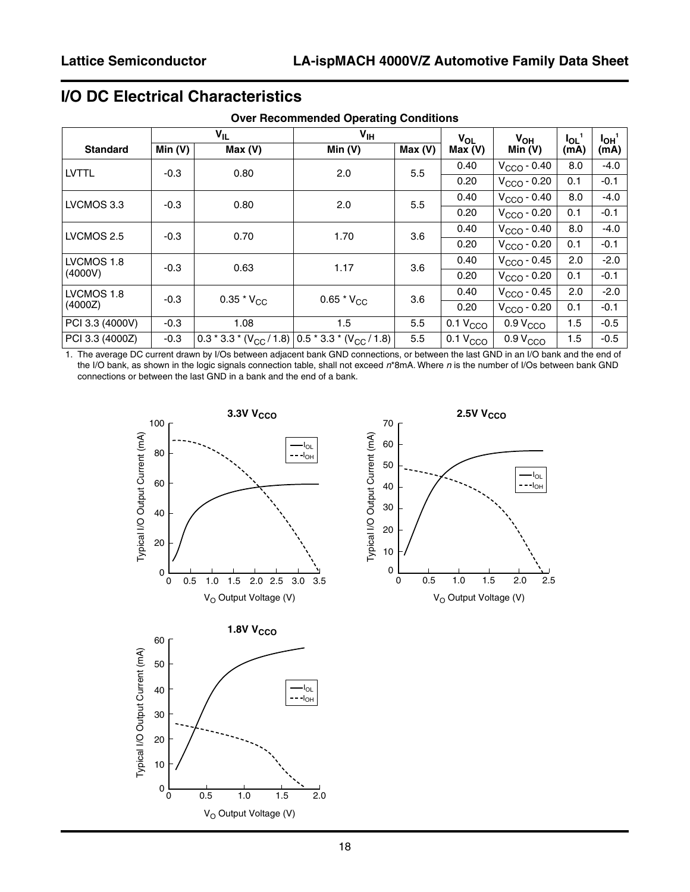## I/O DC Electrical Characteristics

**Over Recommended Operating Conditions**

| Standard | $V_{IL}$ Min (V) | $V_{IL}$ Max (V) | $V_{IH}$ Min (V) | $V_{IH}$ Max (V) | $V_{OL}$ Max (V) | $V_{OH}$ Min (V) | $I_{OL}$[1] (mA) | $I_{OH}$[1] (mA) |
|---|---|---|---|---|---|---|---|---|
| LVTTL | -0.3 | 0.80 | 2.0 | 5.5 | 0.40 | $V_{CCO}$ - 0.40 | 8.0 | -4.0 |
| | | | | | 0.20 | $V_{CCO}$ - 0.20 | 0.1 | -0.1 |
| LVCMOS 3.3 | -0.3 | 0.80 | 2.0 | 5.5 | 0.40 | $V_{CCO}$ - 0.40 | 8.0 | -4.0 |
| | | | | | 0.20 | $V_{CCO}$ - 0.20 | 0.1 | -0.1 |
| LVCMOS 2.5 | -0.3 | 0.70 | 1.70 | 3.6 | 0.40 | $V_{CCO}$ - 0.40 | 8.0 | -4.0 |
| | | | | | 0.20 | $V_{CCO}$ - 0.20 | 0.1 | -0.1 |
| LVCMOS 1.8 (4000V) | -0.3 | 0.63 | 1.17 | 3.6 | 0.40 | $V_{CCO}$ - 0.45 | 2.0 | -2.0 |
| | | | | | 0.20 | $V_{CCO}$ - 0.20 | 0.1 | -0.1 |
| LVCMOS 1.8 (4000Z) | -0.3 | 0.35 * $V_{CC}$ | 0.65 * $V_{CC}$ | 3.6 | 0.40 | $V_{CCO}$ - 0.45 | 2.0 | -2.0 |
| | | | | | 0.20 | $V_{CCO}$ - 0.20 | 0.1 | -0.1 |
| PCI 3.3 (4000V) | -0.3 | 1.08 | 1.5 | 5.5 | 0.1 $V_{CCO}$ | 0.9 $V_{CCO}$ | 1.5 | -0.5 |
| PCI 3.3 (4000Z) | -0.3 | 0.3 * 3.3 * ($V_{CC}$ / 1.8) | 0.5 * 3.3 * ($V_{CC}$ / 1.8) | 5.5 | 0.1 $V_{CCO}$ | 0.9 $V_{CCO}$ | 1.5 | -0.5 |

1. The average DC current drawn by I/Os between adjacent bank GND connections, or between the last GND in an I/O bank and the end of the I/O bank, as shown in the logic signals connection table, shall not exceed *n*\*8mA. Where *n* is the number of I/Os between bank GND connections or between the last GND in a bank and the end of a bank.

**3.3V $V_{CCO}$**

**2.5V $V_{CCO}$**

**1.8V $V_{CCO}$**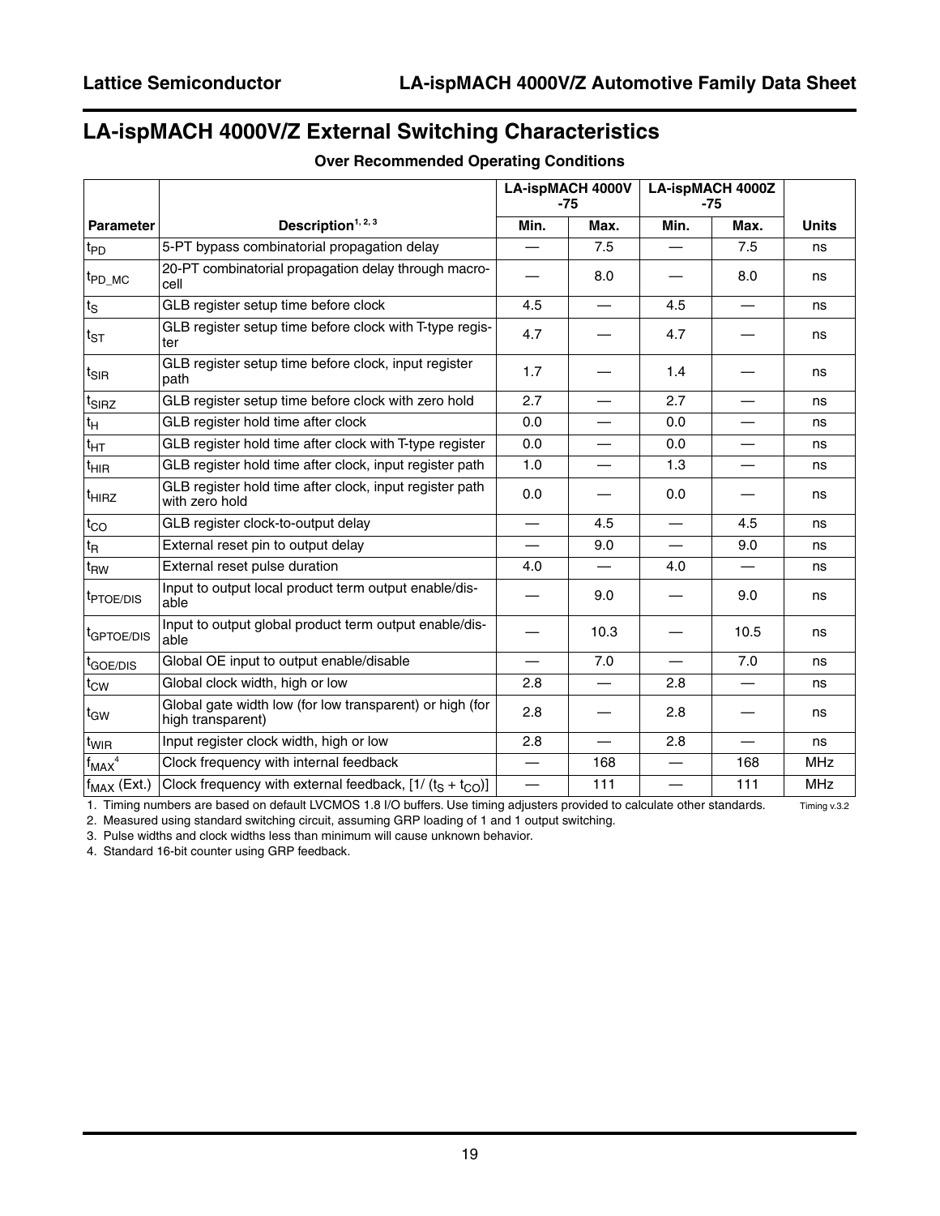# LA-ispMACH 4000V/Z External Switching Characteristics

**Over Recommended Operating Conditions**

| Parameter | Description[1, 2, 3] | LA-ispMACH 4000V -75 | | LA-ispMACH 4000Z -75 | | Units |
|---|---|---|---|---|---|---|
| | | Min. | Max. | Min. | Max. | |
| $t_{PD}$ | 5-PT bypass combinatorial propagation delay | — | 7.5 | — | 7.5 | ns |
| $t_{PD\_MC}$ | 20-PT combinatorial propagation delay through macrocell | — | 8.0 | — | 8.0 | ns |
| $t_S$ | GLB register setup time before clock | 4.5 | — | 4.5 | — | ns |
| $t_{ST}$ | GLB register setup time before clock with T-type register | 4.7 | — | 4.7 | — | ns |
| $t_{SIR}$ | GLB register setup time before clock, input register path | 1.7 | — | 1.4 | — | ns |
| $t_{SIRZ}$ | GLB register setup time before clock with zero hold | 2.7 | — | 2.7 | — | ns |
| $t_H$ | GLB register hold time after clock | 0.0 | — | 0.0 | — | ns |
| $t_{HT}$ | GLB register hold time after clock with T-type register | 0.0 | — | 0.0 | — | ns |
| $t_{HIR}$ | GLB register hold time after clock, input register path | 1.0 | — | 1.3 | — | ns |
| $t_{HIRZ}$ | GLB register hold time after clock, input register path with zero hold | 0.0 | — | 0.0 | — | ns |
| $t_{CO}$ | GLB register clock-to-output delay | — | 4.5 | — | 4.5 | ns |
| $t_R$ | External reset pin to output delay | — | 9.0 | — | 9.0 | ns |
| $t_{RW}$ | External reset pulse duration | 4.0 | — | 4.0 | — | ns |
| $t_{PTOE/DIS}$ | Input to output local product term output enable/disable | — | 9.0 | — | 9.0 | ns |
| $t_{GPTOE/DIS}$ | Input to output global product term output enable/disable | — | 10.3 | — | 10.5 | ns |
| $t_{GOE/DIS}$ | Global OE input to output enable/disable | — | 7.0 | — | 7.0 | ns |
| $t_{CW}$ | Global clock width, high or low | 2.8 | — | 2.8 | — | ns |
| $t_{GW}$ | Global gate width low (for low transparent) or high (for high transparent) | 2.8 | — | 2.8 | — | ns |
| $t_{WIR}$ | Input register clock width, high or low | 2.8 | — | 2.8 | — | ns |
| $f_{MAX}$[4] | Clock frequency with internal feedback | — | 168 | — | 168 | MHz |
| $f_{MAX}$ (Ext.) | Clock frequency with external feedback, $[1/(t_S + t_{CO})]$ | — | 111 | — | 111 | MHz |

1. Timing numbers are based on default LVCMOS 1.8 I/O buffers. Use timing adjusters provided to calculate other standards.
2. Measured using standard switching circuit, assuming GRP loading of 1 and 1 output switching.
3. Pulse widths and clock widths less than minimum will cause unknown behavior.
4. Standard 16-bit counter using GRP feedback.

Timing v.3.2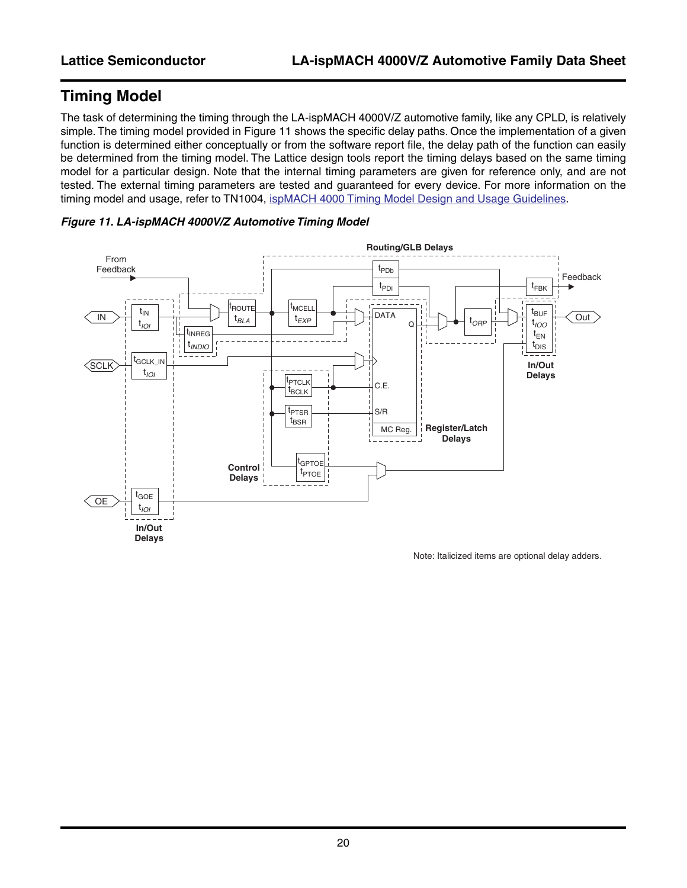## Timing Model

The task of determining the timing through the LA-ispMACH 4000V/Z automotive family, like any CPLD, is relatively simple. The timing model provided in Figure 11 shows the specific delay paths. Once the implementation of a given function is determined either conceptually or from the software report file, the delay path of the function can easily be determined from the timing model. The Lattice design tools report the timing delays based on the same timing model for a particular design. Note that the internal timing parameters are given for reference only, and are not tested. The external timing parameters are tested and guaranteed for every device. For more information on the timing model and usage, refer to TN1004, ispMACH 4000 Timing Model Design and Usage Guidelines.

***Figure 11. LA-ispMACH 4000V/Z Automotive Timing Model***

Note: Italicized items are optional delay adders.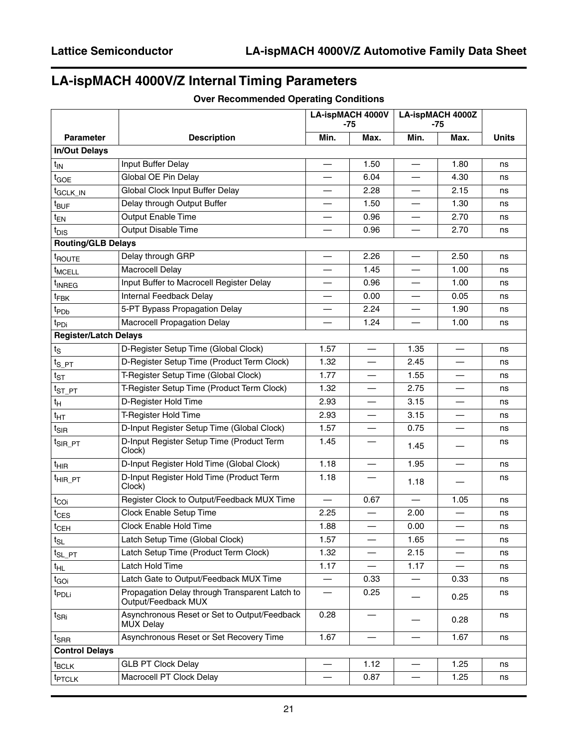## LA-ispMACH 4000V/Z Internal Timing Parameters

**Over Recommended Operating Conditions**

| Parameter | Description | LA-ispMACH 4000V -75 | | LA-ispMACH 4000Z -75 | | Units |
|---|---|---|---|---|---|---|
| | | Min. | Max. | Min. | Max. | |
| **In/Out Delays** | | | | | | |
| $t_{IN}$ | Input Buffer Delay | — | 1.50 | — | 1.80 | ns |
| $t_{GOE}$ | Global OE Pin Delay | — | 6.04 | — | 4.30 | ns |
| $t_{GCLK\_IN}$ | Global Clock Input Buffer Delay | — | 2.28 | — | 2.15 | ns |
| $t_{BUF}$ | Delay through Output Buffer | — | 1.50 | — | 1.30 | ns |
| $t_{EN}$ | Output Enable Time | — | 0.96 | — | 2.70 | ns |
| $t_{DIS}$ | Output Disable Time | — | 0.96 | — | 2.70 | ns |
| **Routing/GLB Delays** | | | | | | |
| $t_{ROUTE}$ | Delay through GRP | — | 2.26 | — | 2.50 | ns |
| $t_{MCELL}$ | Macrocell Delay | — | 1.45 | — | 1.00 | ns |
| $t_{INREG}$ | Input Buffer to Macrocell Register Delay | — | 0.96 | — | 1.00 | ns |
| $t_{FBK}$ | Internal Feedback Delay | — | 0.00 | — | 0.05 | ns |
| $t_{PDb}$ | 5-PT Bypass Propagation Delay | — | 2.24 | — | 1.90 | ns |
| $t_{PDi}$ | Macrocell Propagation Delay | — | 1.24 | — | 1.00 | ns |
| **Register/Latch Delays** | | | | | | |
| $t_S$ | D-Register Setup Time (Global Clock) | 1.57 | — | 1.35 | — | ns |
| $t_{S\_PT}$ | D-Register Setup Time (Product Term Clock) | 1.32 | — | 2.45 | — | ns |
| $t_{ST}$ | T-Register Setup Time (Global Clock) | 1.77 | — | 1.55 | — | ns |
| $t_{ST\_PT}$ | T-Register Setup Time (Product Term Clock) | 1.32 | — | 2.75 | — | ns |
| $t_H$ | D-Register Hold Time | 2.93 | — | 3.15 | — | ns |
| $t_{HT}$ | T-Register Hold Time | 2.93 | — | 3.15 | — | ns |
| $t_{SIR}$ | D-Input Register Setup Time (Global Clock) | 1.57 | — | 0.75 | — | ns |
| $t_{SIR\_PT}$ | D-Input Register Setup Time (Product Term Clock) | 1.45 | — | 1.45 | — | ns |
| $t_{HIR}$ | D-Input Register Hold Time (Global Clock) | 1.18 | — | 1.95 | — | ns |
| $t_{HIR\_PT}$ | D-Input Register Hold Time (Product Term Clock) | 1.18 | — | 1.18 | — | ns |
| $t_{COi}$ | Register Clock to Output/Feedback MUX Time | — | 0.67 | — | 1.05 | ns |
| $t_{CES}$ | Clock Enable Setup Time | 2.25 | — | 2.00 | — | ns |
| $t_{CEH}$ | Clock Enable Hold Time | 1.88 | — | 0.00 | — | ns |
| $t_{SL}$ | Latch Setup Time (Global Clock) | 1.57 | — | 1.65 | — | ns |
| $t_{SL\_PT}$ | Latch Setup Time (Product Term Clock) | 1.32 | — | 2.15 | — | ns |
| $t_{HL}$ | Latch Hold Time | 1.17 | — | 1.17 | — | ns |
| $t_{GOi}$ | Latch Gate to Output/Feedback MUX Time | — | 0.33 | — | 0.33 | ns |
| $t_{PDLi}$ | Propagation Delay through Transparent Latch to Output/Feedback MUX | — | 0.25 | — | 0.25 | ns |
| $t_{SRi}$ | Asynchronous Reset or Set to Output/Feedback MUX Delay | 0.28 | — | — | 0.28 | ns |
| $t_{SRR}$ | Asynchronous Reset or Set Recovery Time | 1.67 | — | — | 1.67 | ns |
| **Control Delays** | | | | | | |
| $t_{BCLK}$ | GLB PT Clock Delay | — | 1.12 | — | 1.25 | ns |
| $t_{PTCLK}$ | Macrocell PT Clock Delay | — | 0.87 | — | 1.25 | ns |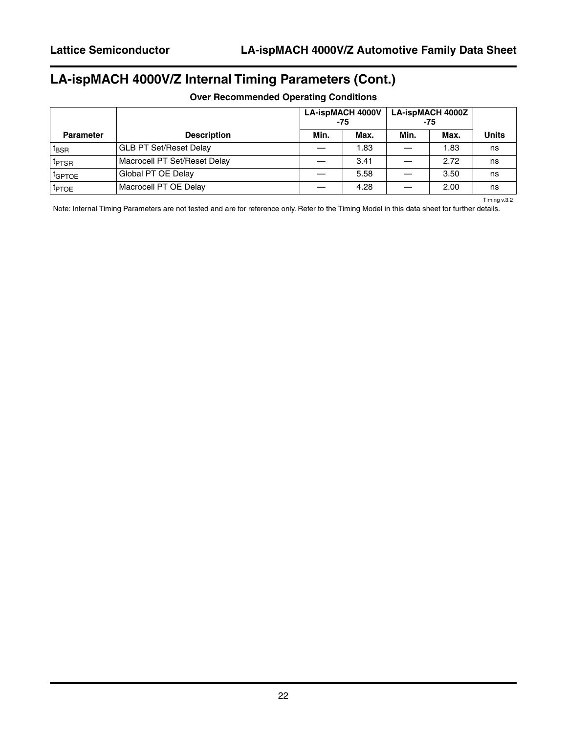## LA-ispMACH 4000V/Z Internal Timing Parameters (Cont.)

**Over Recommended Operating Conditions**

| Parameter | Description | LA-ispMACH 4000V -75 | | LA-ispMACH 4000Z -75 | | Units |
|---|---|---|---|---|---|---|
| | | Min. | Max. | Min. | Max. | |
| $t_{BSR}$ | GLB PT Set/Reset Delay | — | 1.83 | — | 1.83 | ns |
| $t_{PTSR}$ | Macrocell PT Set/Reset Delay | — | 3.41 | — | 2.72 | ns |
| $t_{GPTOE}$ | Global PT OE Delay | — | 5.58 | — | 3.50 | ns |
| $t_{PTOE}$ | Macrocell PT OE Delay | — | 4.28 | — | 2.00 | ns |

Timing v.3.2

Note: Internal Timing Parameters are not tested and are for reference only. Refer to the Timing Model in this data sheet for further details.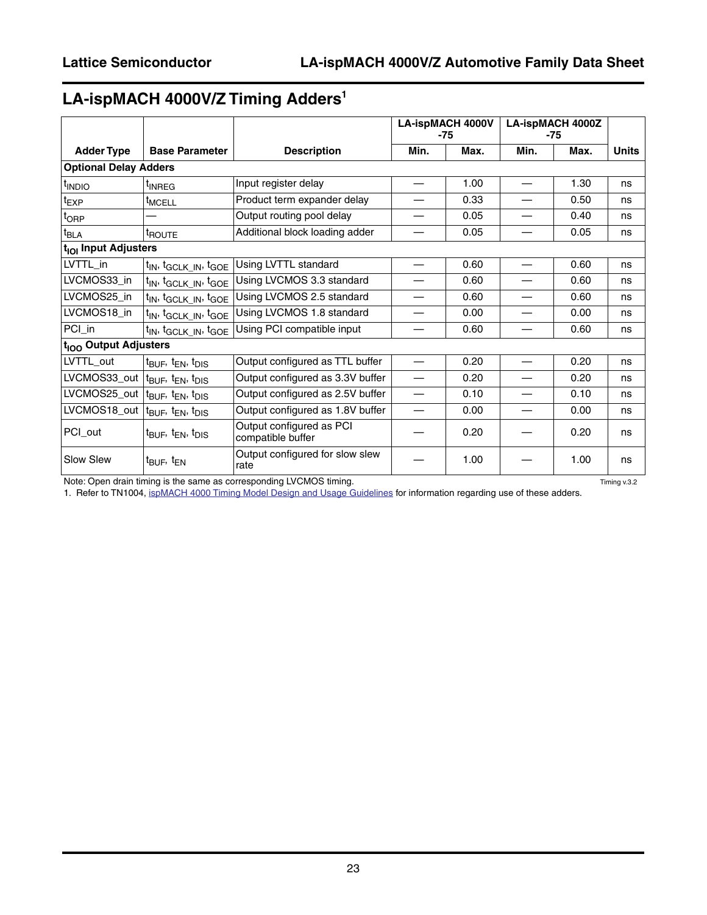## LA-ispMACH 4000V/Z Timing Adders[1]

| Adder Type | Base Parameter | Description | LA-ispMACH 4000V -75 | | LA-ispMACH 4000Z -75 | | Units |
|---|---|---|---|---|---|---|---|
| | | | Min. | Max. | Min. | Max. | |
| **Optional Delay Adders** | | | | | | | |
| $t_{INDIO}$ | $t_{INREG}$ | Input register delay | — | 1.00 | — | 1.30 | ns |
| $t_{EXP}$ | $t_{MCELL}$ | Product term expander delay | — | 0.33 | — | 0.50 | ns |
| $t_{ORP}$ | — | Output routing pool delay | — | 0.05 | — | 0.40 | ns |
| $t_{BLA}$ | $t_{ROUTE}$ | Additional block loading adder | — | 0.05 | — | 0.05 | ns |
| **$t_{IOI}$ Input Adjusters** | | | | | | | |
| LVTTL_in | $t_{IN}$, $t_{GCLK\_IN}$, $t_{GOE}$ | Using LVTTL standard | — | 0.60 | — | 0.60 | ns |
| LVCMOS33_in | $t_{IN}$, $t_{GCLK\_IN}$, $t_{GOE}$ | Using LVCMOS 3.3 standard | — | 0.60 | — | 0.60 | ns |
| LVCMOS25_in | $t_{IN}$, $t_{GCLK\_IN}$, $t_{GOE}$ | Using LVCMOS 2.5 standard | — | 0.60 | — | 0.60 | ns |
| LVCMOS18_in | $t_{IN}$, $t_{GCLK\_IN}$, $t_{GOE}$ | Using LVCMOS 1.8 standard | — | 0.00 | — | 0.00 | ns |
| PCI_in | $t_{IN}$, $t_{GCLK\_IN}$, $t_{GOE}$ | Using PCI compatible input | — | 0.60 | — | 0.60 | ns |
| **$t_{IOO}$ Output Adjusters** | | | | | | | |
| LVTTL_out | $t_{BUF}$, $t_{EN}$, $t_{DIS}$ | Output configured as TTL buffer | — | 0.20 | — | 0.20 | ns |
| LVCMOS33_out | $t_{BUF}$, $t_{EN}$, $t_{DIS}$ | Output configured as 3.3V buffer | — | 0.20 | — | 0.20 | ns |
| LVCMOS25_out | $t_{BUF}$, $t_{EN}$, $t_{DIS}$ | Output configured as 2.5V buffer | — | 0.10 | — | 0.10 | ns |
| LVCMOS18_out | $t_{BUF}$, $t_{EN}$, $t_{DIS}$ | Output configured as 1.8V buffer | — | 0.00 | — | 0.00 | ns |
| PCI_out | $t_{BUF}$, $t_{EN}$, $t_{DIS}$ | Output configured as PCI compatible buffer | — | 0.20 | — | 0.20 | ns |
| Slow Slew | $t_{BUF}$, $t_{EN}$ | Output configured for slow slew rate | — | 1.00 | — | 1.00 | ns |

Note: Open drain timing is the same as corresponding LVCMOS timing.

Timing v.3.2

1. Refer to TN1004, ispMACH 4000 Timing Model Design and Usage Guidelines for information regarding use of these adders.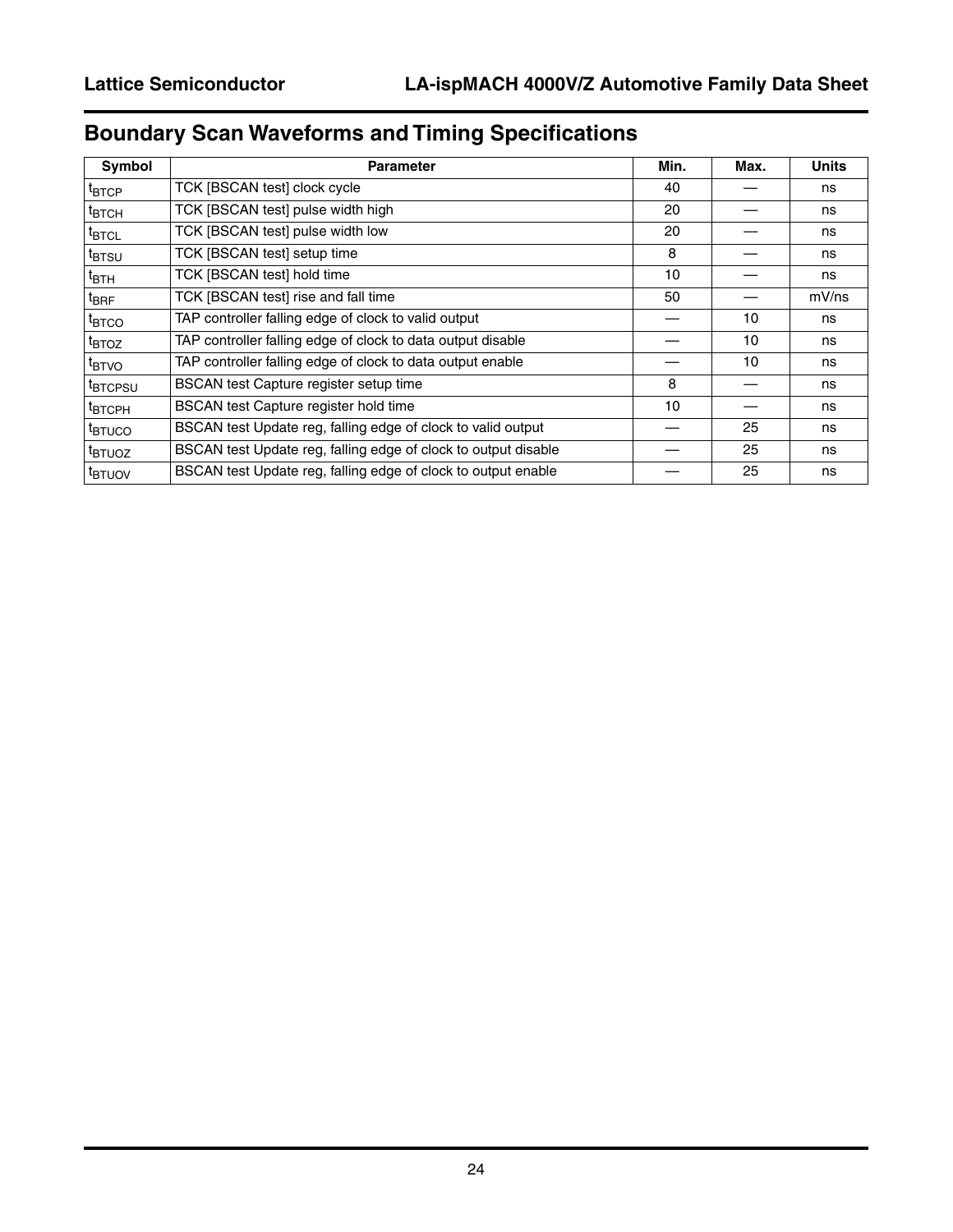## Boundary Scan Waveforms and Timing Specifications

| Symbol | Parameter | Min. | Max. | Units |
|---|---|---|---|---|
| $t_{BTCP}$ | TCK [BSCAN test] clock cycle | 40 | — | ns |
| $t_{BTCH}$ | TCK [BSCAN test] pulse width high | 20 | — | ns |
| $t_{BTCL}$ | TCK [BSCAN test] pulse width low | 20 | — | ns |
| $t_{BTSU}$ | TCK [BSCAN test] setup time | 8 | — | ns |
| $t_{BTH}$ | TCK [BSCAN test] hold time | 10 | — | ns |
| $t_{BRF}$ | TCK [BSCAN test] rise and fall time | 50 | — | mV/ns |
| $t_{BTCO}$ | TAP controller falling edge of clock to valid output | — | 10 | ns |
| $t_{BTOZ}$ | TAP controller falling edge of clock to data output disable | — | 10 | ns |
| $t_{BTVO}$ | TAP controller falling edge of clock to data output enable | — | 10 | ns |
| $t_{BTCPSU}$ | BSCAN test Capture register setup time | 8 | — | ns |
| $t_{BTCPH}$ | BSCAN test Capture register hold time | 10 | — | ns |
| $t_{BTUCO}$ | BSCAN test Update reg, falling edge of clock to valid output | — | 25 | ns |
| $t_{BTUOZ}$ | BSCAN test Update reg, falling edge of clock to output disable | — | 25 | ns |
| $t_{BTUOV}$ | BSCAN test Update reg, falling edge of clock to output enable | — | 25 | ns |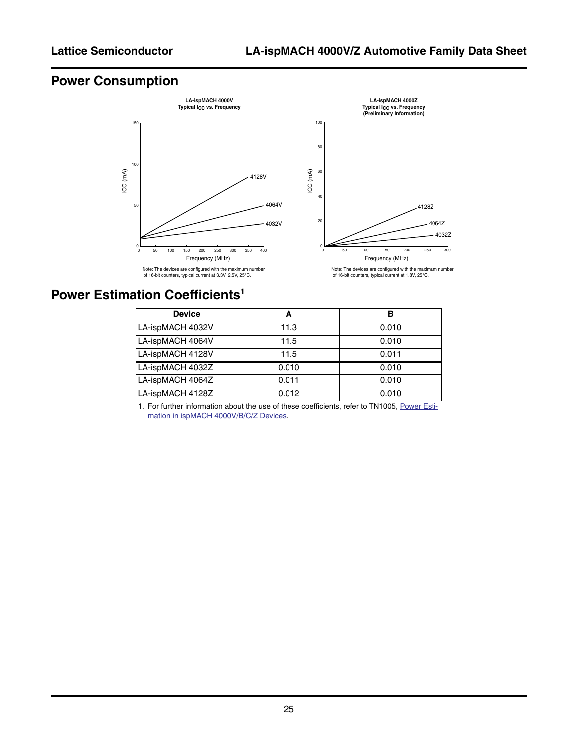## Power Consumption

**LA-ispMACH 4000V**
**Typical $I_{CC}$ vs. Frequency**

Note: The devices are configured with the maximum number of 16-bit counters, typical current at 3.3V, 2.5V, 25°C.

**LA-ispMACH 4000Z**
**Typical $I_{CC}$ vs. Frequency**
**(Preliminary Information)**

Note: The devices are configured with the maximum number of 16-bit counters, typical current at 1.8V, 25°C.

## Power Estimation Coefficients[1]

| Device | A | B |
|---|---|---|
| LA-ispMACH 4032V | 11.3 | 0.010 |
| LA-ispMACH 4064V | 11.5 | 0.010 |
| LA-ispMACH 4128V | 11.5 | 0.011 |
| LA-ispMACH 4032Z | 0.010 | 0.010 |
| LA-ispMACH 4064Z | 0.011 | 0.010 |
| LA-ispMACH 4128Z | 0.012 | 0.010 |

1. For further information about the use of these coefficients, refer to TN1005, Power Estimation in ispMACH 4000V/B/C/Z Devices.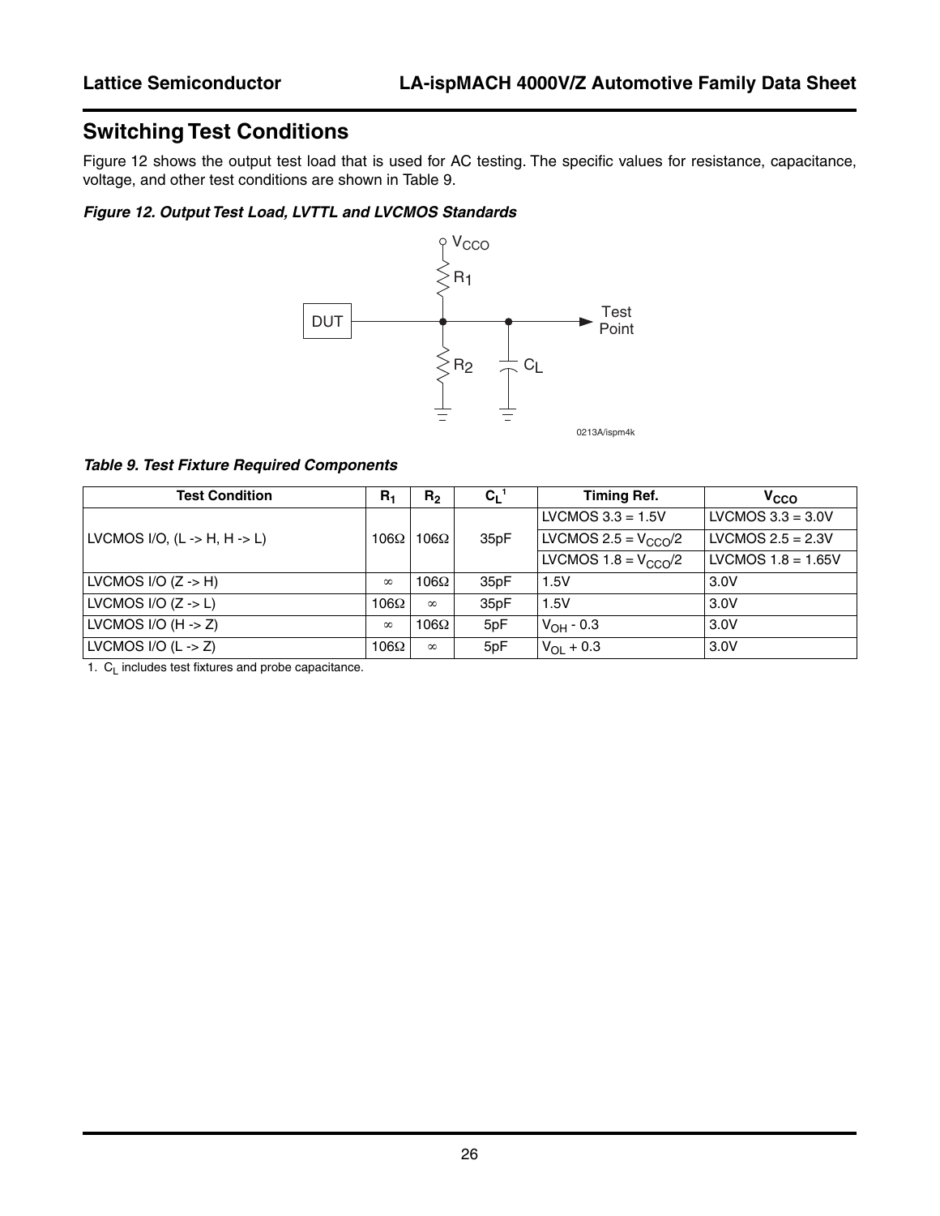## Switching Test Conditions

Figure 12 shows the output test load that is used for AC testing. The specific values for resistance, capacitance, voltage, and other test conditions are shown in Table 9.

*Figure 12. Output Test Load, LVTTL and LVCMOS Standards*

*Table 9. Test Fixture Required Components*

| Test Condition | $R_1$ | $R_2$ | $C_L$[1] | Timing Ref. | $V_{CCO}$ |
|---|---|---|---|---|---|
| LVCMOS I/O, (L -> H, H -> L) | 106Ω | 106Ω | 35pF | LVCMOS 3.3 = 1.5V | LVCMOS 3.3 = 3.0V |
| | | | | LVCMOS 2.5 = $V_{CCO}/2$ | LVCMOS 2.5 = 2.3V |
| | | | | LVCMOS 1.8 = $V_{CCO}/2$ | LVCMOS 1.8 = 1.65V |
| LVCMOS I/O (Z -> H) | ∞ | 106Ω | 35pF | 1.5V | 3.0V |
| LVCMOS I/O (Z -> L) | 106Ω | ∞ | 35pF | 1.5V | 3.0V |
| LVCMOS I/O (H -> Z) | ∞ | 106Ω | 5pF | $V_{OH}$ - 0.3 | 3.0V |
| LVCMOS I/O (L -> Z) | 106Ω | ∞ | 5pF | $V_{OL}$ + 0.3 | 3.0V |

1. $C_L$ includes test fixtures and probe capacitance.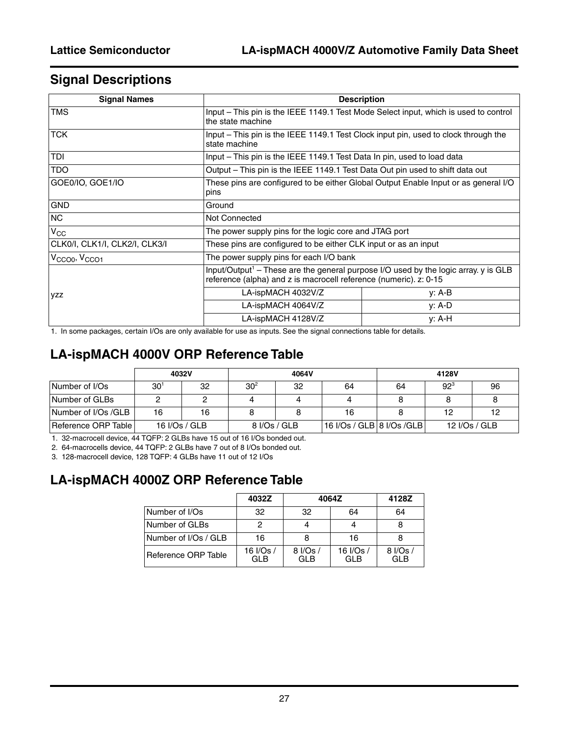## Signal Descriptions

| Signal Names | Description | |
|---|---|---|
| TMS | Input – This pin is the IEEE 1149.1 Test Mode Select input, which is used to control the state machine | |
| TCK | Input – This pin is the IEEE 1149.1 Test Clock input pin, used to clock through the state machine | |
| TDI | Input – This pin is the IEEE 1149.1 Test Data In pin, used to load data | |
| TDO | Output – This pin is the IEEE 1149.1 Test Data Out pin used to shift data out | |
| GOE0/IO, GOE1/IO | These pins are configured to be either Global Output Enable Input or as general I/O pins | |
| GND | Ground | |
| NC | Not Connected | |
| $V_{CC}$ | The power supply pins for the logic core and JTAG port | |
| CLK0/I, CLK1/I, CLK2/I, CLK3/I | These pins are configured to be either CLK input or as an input | |
| $V_{CCO0}$, $V_{CCO1}$ | The power supply pins for each I/O bank | |
| yzz | Input/Output[1] – These are the general purpose I/O used by the logic array. y is GLB reference (alpha) and z is macrocell reference (numeric). z: 0-15 | |
| | LA-ispMACH 4032V/Z | y: A-B |
| | LA-ispMACH 4064V/Z | y: A-D |
| | LA-ispMACH 4128V/Z | y: A-H |

1. In some packages, certain I/Os are only available for use as inputs. See the signal connections table for details.

## LA-ispMACH 4000V ORP Reference Table

| | 4032V | | 4064V | | | 4128V | | |
|---|---|---|---|---|---|---|---|---|
| Number of I/Os | 30[1] | 32 | 30[2] | 32 | 64 | 64 | 92[3] | 96 |
| Number of GLBs | 2 | 2 | 4 | 4 | 4 | 8 | 8 | 8 |
| Number of I/Os /GLB | 16 | 16 | 8 | 8 | 16 | 8 | 12 | 12 |
| Reference ORP Table | 16 I/Os / GLB | | 8 I/Os / GLB | | 16 I/Os / GLB | 8 I/Os /GLB | 12 I/Os / GLB | |

1. 32-macrocell device, 44 TQFP: 2 GLBs have 15 out of 16 I/Os bonded out.
2. 64-macrocells device, 44 TQFP: 2 GLBs have 7 out of 8 I/Os bonded out.
3. 128-macrocell device, 128 TQFP: 4 GLBs have 11 out of 12 I/Os

## LA-ispMACH 4000Z ORP Reference Table

| | 4032Z | 4064Z | | 4128Z |
|---|---|---|---|---|
| Number of I/Os | 32 | 32 | 64 | 64 |
| Number of GLBs | 2 | 4 | 4 | 8 |
| Number of I/Os / GLB | 16 | 8 | 16 | 8 |
| Reference ORP Table | 16 I/Os / GLB | 8 I/Os / GLB | 16 I/Os / GLB | 8 I/Os / GLB |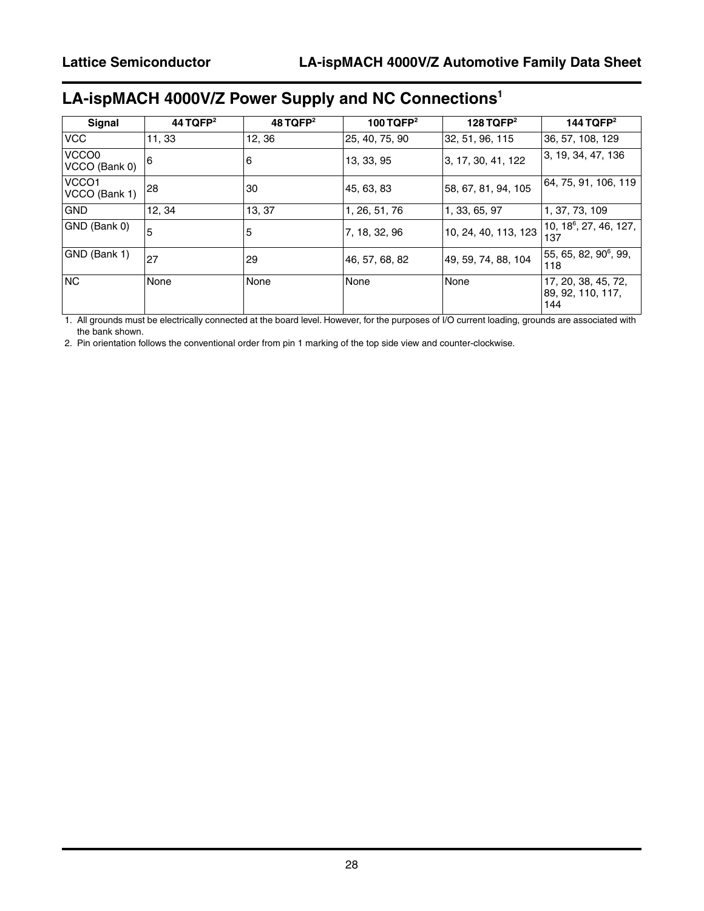## LA-ispMACH 4000V/Z Power Supply and NC Connections[1]

| Signal | 44 TQFP[2] | 48 TQFP[2] | 100 TQFP[2] | 128 TQFP[2] | 144 TQFP[2] |
|---|---|---|---|---|---|
| VCC | 11, 33 | 12, 36 | 25, 40, 75, 90 | 32, 51, 96, 115 | 36, 57, 108, 129 |
| VCCO0 VCCO (Bank 0) | 6 | 6 | 13, 33, 95 | 3, 17, 30, 41, 122 | 3, 19, 34, 47, 136 |
| VCCO1 VCCO (Bank 1) | 28 | 30 | 45, 63, 83 | 58, 67, 81, 94, 105 | 64, 75, 91, 106, 119 |
| GND | 12, 34 | 13, 37 | 1, 26, 51, 76 | 1, 33, 65, 97 | 1, 37, 73, 109 |
| GND (Bank 0) | 5 | 5 | 7, 18, 32, 96 | 10, 24, 40, 113, 123 | 10, 18[6], 27, 46, 127, 137 |
| GND (Bank 1) | 27 | 29 | 46, 57, 68, 82 | 49, 59, 74, 88, 104 | 55, 65, 82, 90[6], 99, 118 |
| NC | None | None | None | None | 17, 20, 38, 45, 72, 89, 92, 110, 117, 144 |

1. All grounds must be electrically connected at the board level. However, for the purposes of I/O current loading, grounds are associated with the bank shown.
2. Pin orientation follows the conventional order from pin 1 marking of the top side view and counter-clockwise.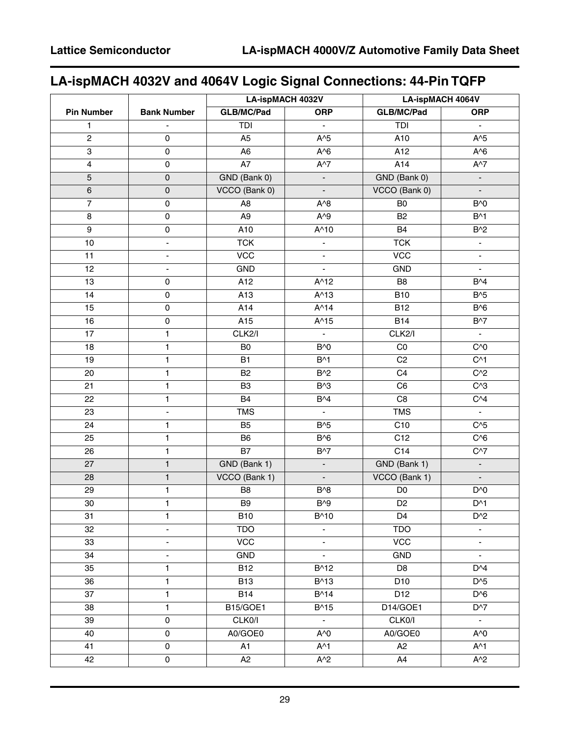## LA-ispMACH 4032V and 4064V Logic Signal Connections: 44-Pin TQFP

| | | LA-ispMACH 4032V | | LA-ispMACH 4064V | |
|---|---|---|---|---|---|
| **Pin Number** | **Bank Number** | **GLB/MC/Pad** | **ORP** | **GLB/MC/Pad** | **ORP** |
| 1 | - | TDI | - | TDI | - |
| 2 | 0 | A5 | A^5 | A10 | A^5 |
| 3 | 0 | A6 | A^6 | A12 | A^6 |
| 4 | 0 | A7 | A^7 | A14 | A^7 |
| 5 | 0 | GND (Bank 0) | - | GND (Bank 0) | - |
| 6 | 0 | VCCO (Bank 0) | - | VCCO (Bank 0) | - |
| 7 | 0 | A8 | A^8 | B0 | B^0 |
| 8 | 0 | A9 | A^9 | B2 | B^1 |
| 9 | 0 | A10 | A^10 | B4 | B^2 |
| 10 | - | TCK | - | TCK | - |
| 11 | - | VCC | - | VCC | - |
| 12 | - | GND | - | GND | - |
| 13 | 0 | A12 | A^12 | B8 | B^4 |
| 14 | 0 | A13 | A^13 | B10 | B^5 |
| 15 | 0 | A14 | A^14 | B12 | B^6 |
| 16 | 0 | A15 | A^15 | B14 | B^7 |
| 17 | 1 | CLK2/I | - | CLK2/I | - |
| 18 | 1 | B0 | B^0 | C0 | C^0 |
| 19 | 1 | B1 | B^1 | C2 | C^1 |
| 20 | 1 | B2 | B^2 | C4 | C^2 |
| 21 | 1 | B3 | B^3 | C6 | C^3 |
| 22 | 1 | B4 | B^4 | C8 | C^4 |
| 23 | - | TMS | - | TMS | - |
| 24 | 1 | B5 | B^5 | C10 | C^5 |
| 25 | 1 | B6 | B^6 | C12 | C^6 |
| 26 | 1 | B7 | B^7 | C14 | C^7 |
| 27 | 1 | GND (Bank 1) | - | GND (Bank 1) | - |
| 28 | 1 | VCCO (Bank 1) | - | VCCO (Bank 1) | - |
| 29 | 1 | B8 | B^8 | D0 | D^0 |
| 30 | 1 | B9 | B^9 | D2 | D^1 |
| 31 | 1 | B10 | B^10 | D4 | D^2 |
| 32 | - | TDO | - | TDO | - |
| 33 | - | VCC | - | VCC | - |
| 34 | - | GND | - | GND | - |
| 35 | 1 | B12 | B^12 | D8 | D^4 |
| 36 | 1 | B13 | B^13 | D10 | D^5 |
| 37 | 1 | B14 | B^14 | D12 | D^6 |
| 38 | 1 | B15/GOE1 | B^15 | D14/GOE1 | D^7 |
| 39 | 0 | CLK0/I | - | CLK0/I | - |
| 40 | 0 | A0/GOE0 | A^0 | A0/GOE0 | A^0 |
| 41 | 0 | A1 | A^1 | A2 | A^1 |
| 42 | 0 | A2 | A^2 | A4 | A^2 |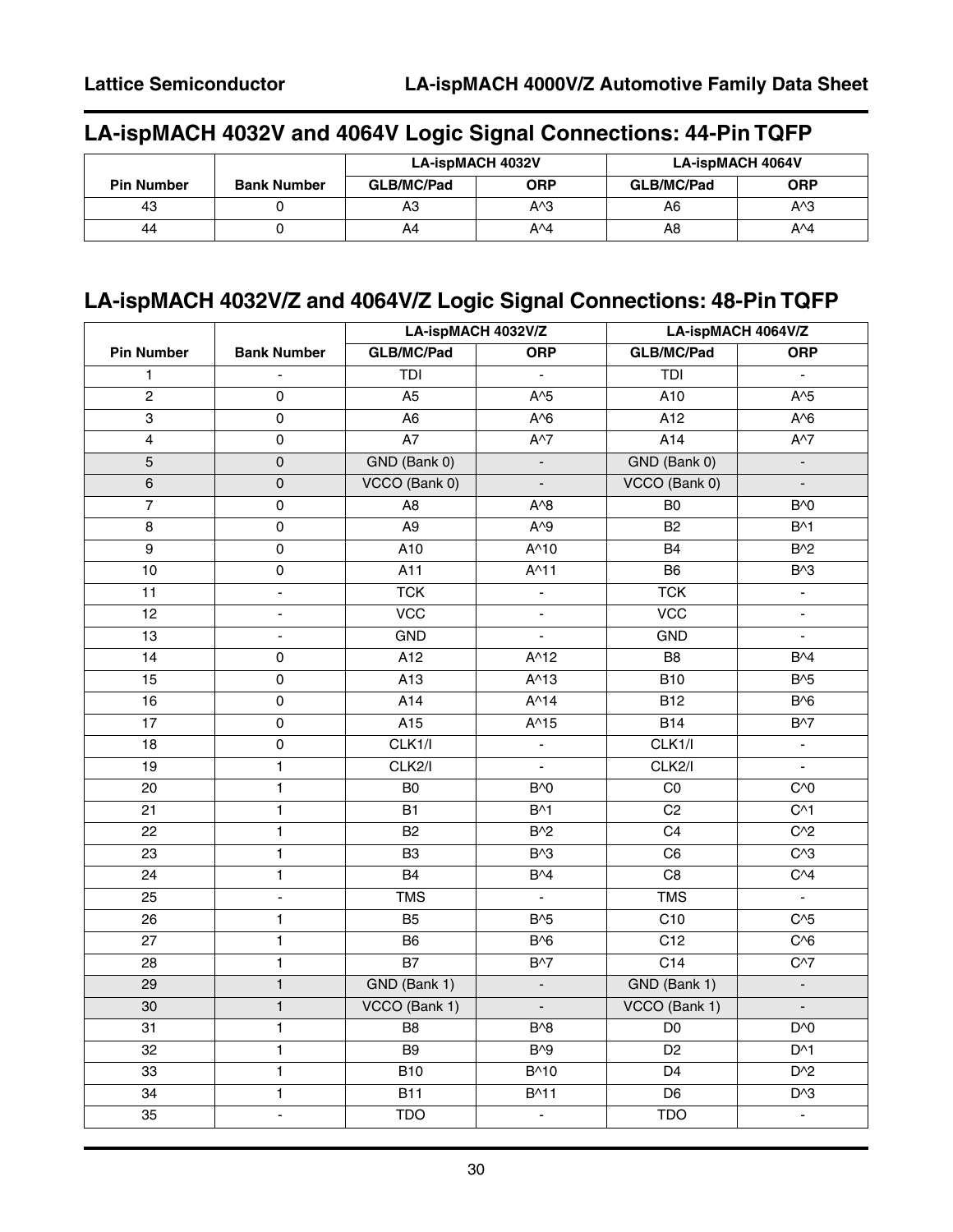## LA-ispMACH 4032V and 4064V Logic Signal Connections: 44-Pin TQFP

| Pin Number | Bank Number | LA-ispMACH 4032V | | LA-ispMACH 4064V | |
|---|---|---|---|---|---|
| | | GLB/MC/Pad | ORP | GLB/MC/Pad | ORP |
| 43 | 0 | A3 | A^3 | A6 | A^3 |
| 44 | 0 | A4 | A^4 | A8 | A^4 |

## LA-ispMACH 4032V/Z and 4064V/Z Logic Signal Connections: 48-Pin TQFP

| Pin Number | Bank Number | LA-ispMACH 4032V/Z | | LA-ispMACH 4064V/Z | |
|---|---|---|---|---|---|
| | | GLB/MC/Pad | ORP | GLB/MC/Pad | ORP |
| 1 | - | TDI | - | TDI | - |
| 2 | 0 | A5 | A^5 | A10 | A^5 |
| 3 | 0 | A6 | A^6 | A12 | A^6 |
| 4 | 0 | A7 | A^7 | A14 | A^7 |
| 5 | 0 | GND (Bank 0) | - | GND (Bank 0) | - |
| 6 | 0 | VCCO (Bank 0) | - | VCCO (Bank 0) | - |
| 7 | 0 | A8 | A^8 | B0 | B^0 |
| 8 | 0 | A9 | A^9 | B2 | B^1 |
| 9 | 0 | A10 | A^10 | B4 | B^2 |
| 10 | 0 | A11 | A^11 | B6 | B^3 |
| 11 | - | TCK | - | TCK | - |
| 12 | - | VCC | - | VCC | - |
| 13 | - | GND | - | GND | - |
| 14 | 0 | A12 | A^12 | B8 | B^4 |
| 15 | 0 | A13 | A^13 | B10 | B^5 |
| 16 | 0 | A14 | A^14 | B12 | B^6 |
| 17 | 0 | A15 | A^15 | B14 | B^7 |
| 18 | 0 | CLK1/I | - | CLK1/I | - |
| 19 | 1 | CLK2/I | - | CLK2/I | - |
| 20 | 1 | B0 | B^0 | C0 | C^0 |
| 21 | 1 | B1 | B^1 | C2 | C^1 |
| 22 | 1 | B2 | B^2 | C4 | C^2 |
| 23 | 1 | B3 | B^3 | C6 | C^3 |
| 24 | 1 | B4 | B^4 | C8 | C^4 |
| 25 | - | TMS | - | TMS | - |
| 26 | 1 | B5 | B^5 | C10 | C^5 |
| 27 | 1 | B6 | B^6 | C12 | C^6 |
| 28 | 1 | B7 | B^7 | C14 | C^7 |
| 29 | 1 | GND (Bank 1) | - | GND (Bank 1) | - |
| 30 | 1 | VCCO (Bank 1) | - | VCCO (Bank 1) | - |
| 31 | 1 | B8 | B^8 | D0 | D^0 |
| 32 | 1 | B9 | B^9 | D2 | D^1 |
| 33 | 1 | B10 | B^10 | D4 | D^2 |
| 34 | 1 | B11 | B^11 | D6 | D^3 |
| 35 | - | TDO | - | TDO | - |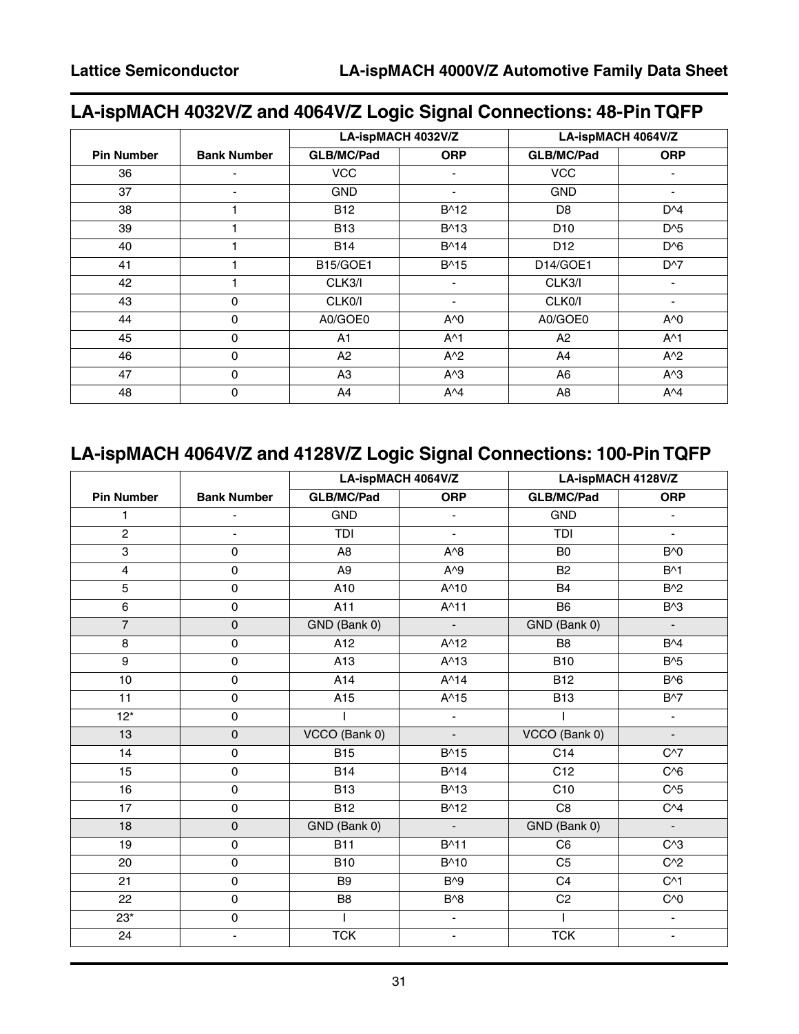## LA-ispMACH 4032V/Z and 4064V/Z Logic Signal Connections: 48-Pin TQFP

| | | LA-ispMACH 4032V/Z | | LA-ispMACH 4064V/Z | |
|---|---|---|---|---|---|
| **Pin Number** | **Bank Number** | **GLB/MC/Pad** | **ORP** | **GLB/MC/Pad** | **ORP** |
| 36 | - | VCC | - | VCC | - |
| 37 | - | GND | - | GND | - |
| 38 | 1 | B12 | B^12 | D8 | D^4 |
| 39 | 1 | B13 | B^13 | D10 | D^5 |
| 40 | 1 | B14 | B^14 | D12 | D^6 |
| 41 | 1 | B15/GOE1 | B^15 | D14/GOE1 | D^7 |
| 42 | 1 | CLK3/I | - | CLK3/I | - |
| 43 | 0 | CLK0/I | - | CLK0/I | - |
| 44 | 0 | A0/GOE0 | A^0 | A0/GOE0 | A^0 |
| 45 | 0 | A1 | A^1 | A2 | A^1 |
| 46 | 0 | A2 | A^2 | A4 | A^2 |
| 47 | 0 | A3 | A^3 | A6 | A^3 |
| 48 | 0 | A4 | A^4 | A8 | A^4 |

## LA-ispMACH 4064V/Z and 4128V/Z Logic Signal Connections: 100-Pin TQFP

| | | LA-ispMACH 4064V/Z | | LA-ispMACH 4128V/Z | |
|---|---|---|---|---|---|
| **Pin Number** | **Bank Number** | **GLB/MC/Pad** | **ORP** | **GLB/MC/Pad** | **ORP** |
| 1 | - | GND | - | GND | - |
| 2 | - | TDI | - | TDI | - |
| 3 | 0 | A8 | A^8 | B0 | B^0 |
| 4 | 0 | A9 | A^9 | B2 | B^1 |
| 5 | 0 | A10 | A^10 | B4 | B^2 |
| 6 | 0 | A11 | A^11 | B6 | B^3 |
| 7 | 0 | GND (Bank 0) | - | GND (Bank 0) | - |
| 8 | 0 | A12 | A^12 | B8 | B^4 |
| 9 | 0 | A13 | A^13 | B10 | B^5 |
| 10 | 0 | A14 | A^14 | B12 | B^6 |
| 11 | 0 | A15 | A^15 | B13 | B^7 |
| 12* | 0 | I | - | I | - |
| 13 | 0 | VCCO (Bank 0) | - | VCCO (Bank 0) | - |
| 14 | 0 | B15 | B^15 | C14 | C^7 |
| 15 | 0 | B14 | B^14 | C12 | C^6 |
| 16 | 0 | B13 | B^13 | C10 | C^5 |
| 17 | 0 | B12 | B^12 | C8 | C^4 |
| 18 | 0 | GND (Bank 0) | - | GND (Bank 0) | - |
| 19 | 0 | B11 | B^11 | C6 | C^3 |
| 20 | 0 | B10 | B^10 | C5 | C^2 |
| 21 | 0 | B9 | B^9 | C4 | C^1 |
| 22 | 0 | B8 | B^8 | C2 | C^0 |
| 23* | 0 | I | - | I | - |
| 24 | - | TCK | - | TCK | - |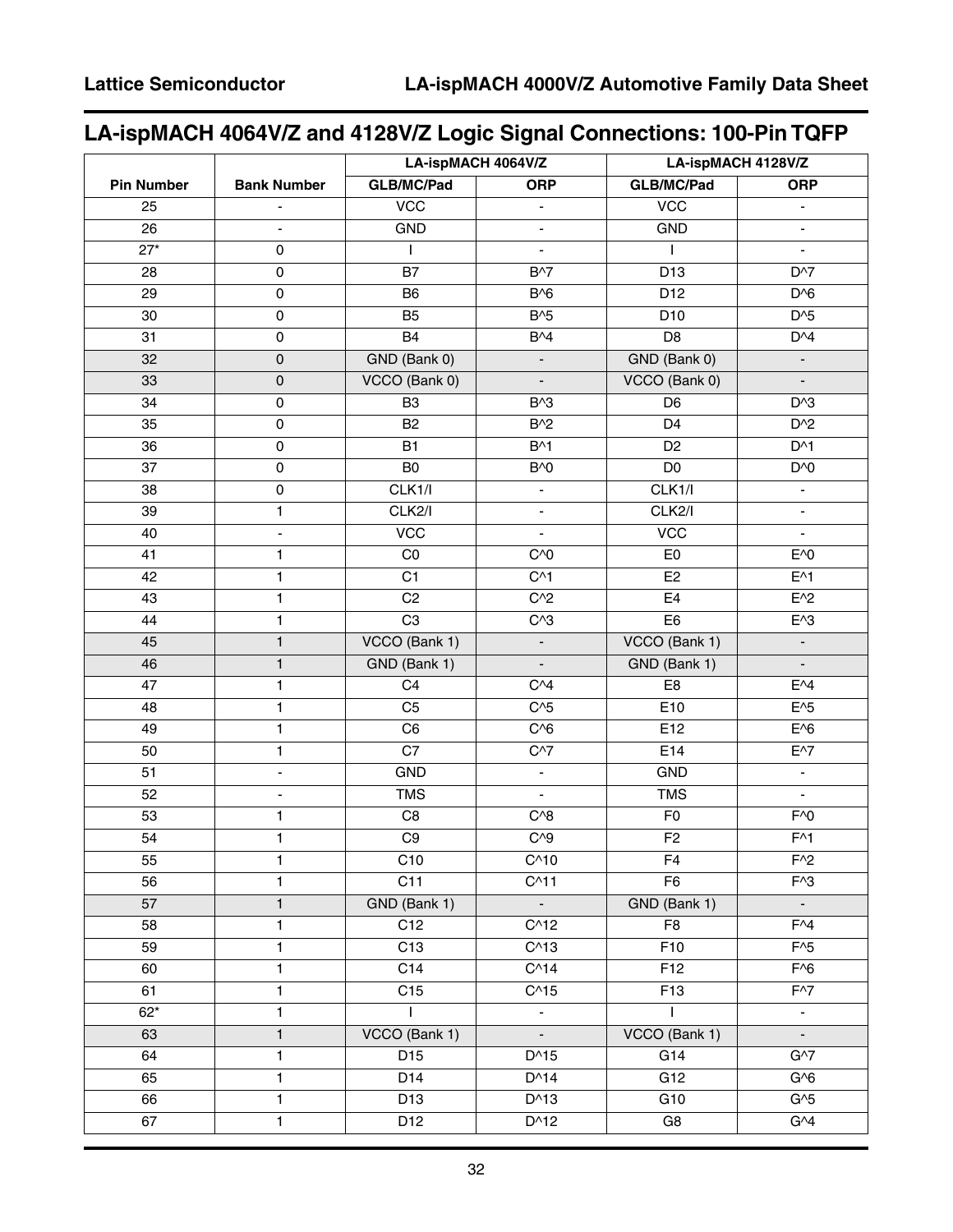## LA-ispMACH 4064V/Z and 4128V/Z Logic Signal Connections: 100-Pin TQFP

| | | LA-ispMACH 4064V/Z | | LA-ispMACH 4128V/Z | |
|---|---|---|---|---|---|
| **Pin Number** | **Bank Number** | **GLB/MC/Pad** | **ORP** | **GLB/MC/Pad** | **ORP** |
| 25 | - | VCC | - | VCC | - |
| 26 | - | GND | - | GND | - |
| 27* | 0 | I | - | I | - |
| 28 | 0 | B7 | B^7 | D13 | D^7 |
| 29 | 0 | B6 | B^6 | D12 | D^6 |
| 30 | 0 | B5 | B^5 | D10 | D^5 |
| 31 | 0 | B4 | B^4 | D8 | D^4 |
| 32 | 0 | GND (Bank 0) | - | GND (Bank 0) | - |
| 33 | 0 | VCCO (Bank 0) | - | VCCO (Bank 0) | - |
| 34 | 0 | B3 | B^3 | D6 | D^3 |
| 35 | 0 | B2 | B^2 | D4 | D^2 |
| 36 | 0 | B1 | B^1 | D2 | D^1 |
| 37 | 0 | B0 | B^0 | D0 | D^0 |
| 38 | 0 | CLK1/I | - | CLK1/I | - |
| 39 | 1 | CLK2/I | - | CLK2/I | - |
| 40 | - | VCC | - | VCC | - |
| 41 | 1 | C0 | C^0 | E0 | E^0 |
| 42 | 1 | C1 | C^1 | E2 | E^1 |
| 43 | 1 | C2 | C^2 | E4 | E^2 |
| 44 | 1 | C3 | C^3 | E6 | E^3 |
| 45 | 1 | VCCO (Bank 1) | - | VCCO (Bank 1) | - |
| 46 | 1 | GND (Bank 1) | - | GND (Bank 1) | - |
| 47 | 1 | C4 | C^4 | E8 | E^4 |
| 48 | 1 | C5 | C^5 | E10 | E^5 |
| 49 | 1 | C6 | C^6 | E12 | E^6 |
| 50 | 1 | C7 | C^7 | E14 | E^7 |
| 51 | - | GND | - | GND | - |
| 52 | - | TMS | - | TMS | - |
| 53 | 1 | C8 | C^8 | F0 | F^0 |
| 54 | 1 | C9 | C^9 | F2 | F^1 |
| 55 | 1 | C10 | C^10 | F4 | F^2 |
| 56 | 1 | C11 | C^11 | F6 | F^3 |
| 57 | 1 | GND (Bank 1) | - | GND (Bank 1) | - |
| 58 | 1 | C12 | C^12 | F8 | F^4 |
| 59 | 1 | C13 | C^13 | F10 | F^5 |
| 60 | 1 | C14 | C^14 | F12 | F^6 |
| 61 | 1 | C15 | C^15 | F13 | F^7 |
| 62* | 1 | I | - | I | - |
| 63 | 1 | VCCO (Bank 1) | - | VCCO (Bank 1) | - |
| 64 | 1 | D15 | D^15 | G14 | G^7 |
| 65 | 1 | D14 | D^14 | G12 | G^6 |
| 66 | 1 | D13 | D^13 | G10 | G^5 |
| 67 | 1 | D12 | D^12 | G8 | G^4 |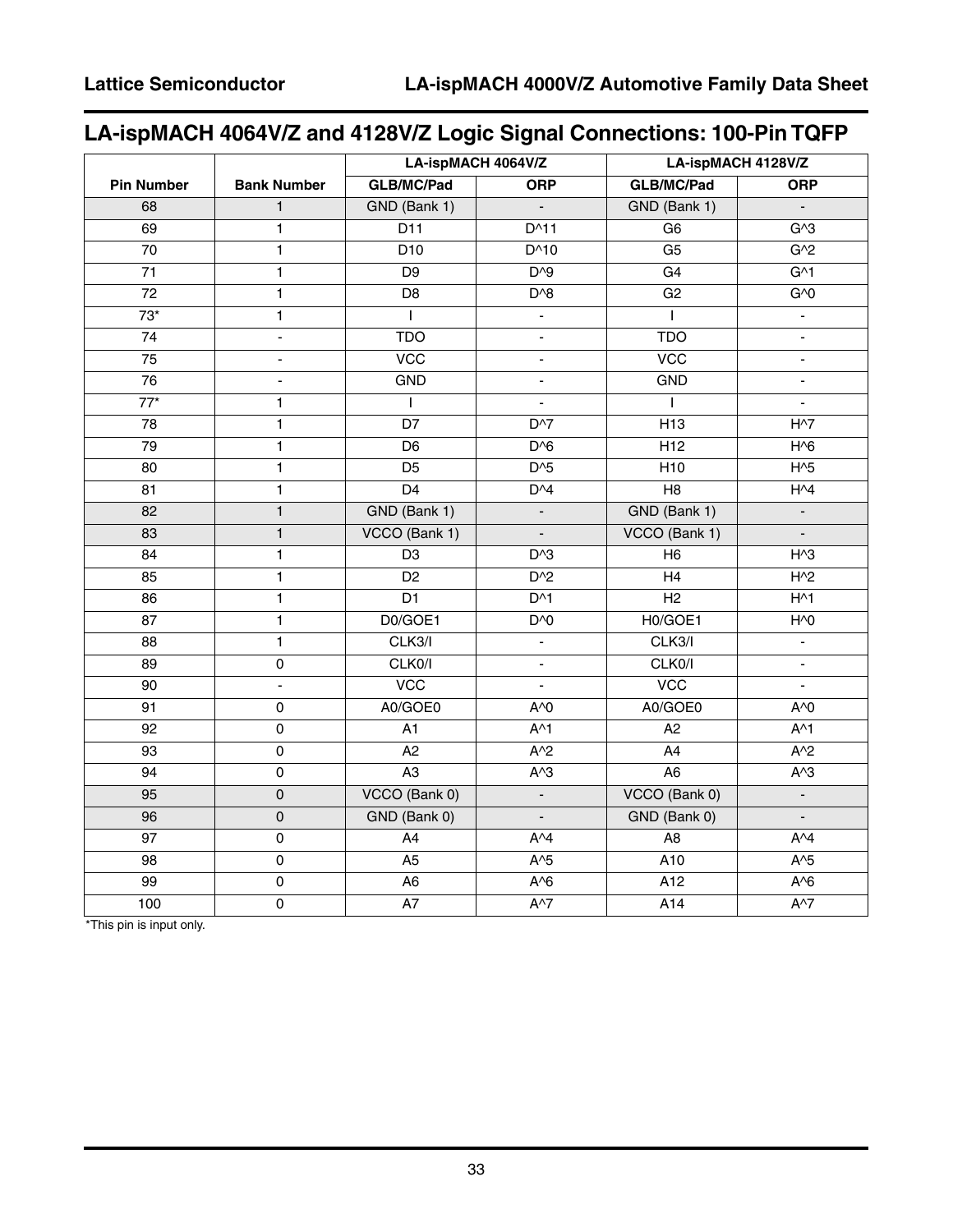## LA-ispMACH 4064V/Z and 4128V/Z Logic Signal Connections: 100-Pin TQFP

| Pin Number | Bank Number | LA-ispMACH 4064V/Z | | LA-ispMACH 4128V/Z | |
|---|---|---|---|---|---|
| | | GLB/MC/Pad | ORP | GLB/MC/Pad | ORP |
| 68 | 1 | GND (Bank 1) | - | GND (Bank 1) | - |
| 69 | 1 | D11 | D^11 | G6 | G^3 |
| 70 | 1 | D10 | D^10 | G5 | G^2 |
| 71 | 1 | D9 | D^9 | G4 | G^1 |
| 72 | 1 | D8 | D^8 | G2 | G^0 |
| 73* | 1 | I | - | I | - |
| 74 | - | TDO | - | TDO | - |
| 75 | - | VCC | - | VCC | - |
| 76 | - | GND | - | GND | - |
| 77* | 1 | I | - | I | - |
| 78 | 1 | D7 | D^7 | H13 | H^7 |
| 79 | 1 | D6 | D^6 | H12 | H^6 |
| 80 | 1 | D5 | D^5 | H10 | H^5 |
| 81 | 1 | D4 | D^4 | H8 | H^4 |
| 82 | 1 | GND (Bank 1) | - | GND (Bank 1) | - |
| 83 | 1 | VCCO (Bank 1) | - | VCCO (Bank 1) | - |
| 84 | 1 | D3 | D^3 | H6 | H^3 |
| 85 | 1 | D2 | D^2 | H4 | H^2 |
| 86 | 1 | D1 | D^1 | H2 | H^1 |
| 87 | 1 | D0/GOE1 | D^0 | H0/GOE1 | H^0 |
| 88 | 1 | CLK3/I | - | CLK3/I | - |
| 89 | 0 | CLK0/I | - | CLK0/I | - |
| 90 | - | VCC | - | VCC | - |
| 91 | 0 | A0/GOE0 | A^0 | A0/GOE0 | A^0 |
| 92 | 0 | A1 | A^1 | A2 | A^1 |
| 93 | 0 | A2 | A^2 | A4 | A^2 |
| 94 | 0 | A3 | A^3 | A6 | A^3 |
| 95 | 0 | VCCO (Bank 0) | - | VCCO (Bank 0) | - |
| 96 | 0 | GND (Bank 0) | - | GND (Bank 0) | - |
| 97 | 0 | A4 | A^4 | A8 | A^4 |
| 98 | 0 | A5 | A^5 | A10 | A^5 |
| 99 | 0 | A6 | A^6 | A12 | A^6 |
| 100 | 0 | A7 | A^7 | A14 | A^7 |

*This pin is input only.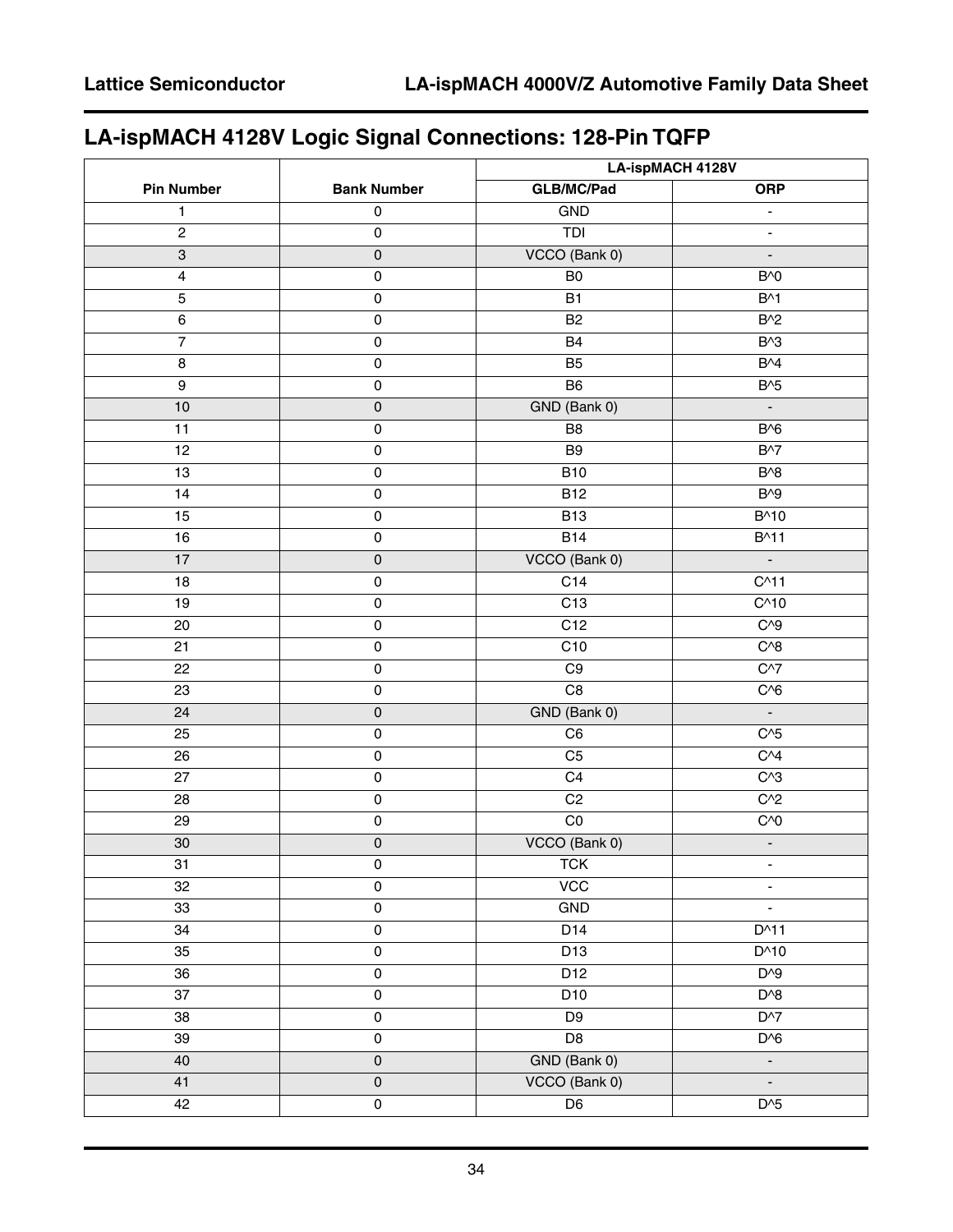## LA-ispMACH 4128V Logic Signal Connections: 128-Pin TQFP

| | | LA-ispMACH 4128V | |
|---|---|---|---|
| Pin Number | Bank Number | GLB/MC/Pad | ORP |
| 1 | 0 | GND | - |
| 2 | 0 | TDI | - |
| 3 | 0 | VCCO (Bank 0) | - |
| 4 | 0 | B0 | B^0 |
| 5 | 0 | B1 | B^1 |
| 6 | 0 | B2 | B^2 |
| 7 | 0 | B4 | B^3 |
| 8 | 0 | B5 | B^4 |
| 9 | 0 | B6 | B^5 |
| 10 | 0 | GND (Bank 0) | - |
| 11 | 0 | B8 | B^6 |
| 12 | 0 | B9 | B^7 |
| 13 | 0 | B10 | B^8 |
| 14 | 0 | B12 | B^9 |
| 15 | 0 | B13 | B^10 |
| 16 | 0 | B14 | B^11 |
| 17 | 0 | VCCO (Bank 0) | - |
| 18 | 0 | C14 | C^11 |
| 19 | 0 | C13 | C^10 |
| 20 | 0 | C12 | C^9 |
| 21 | 0 | C10 | C^8 |
| 22 | 0 | C9 | C^7 |
| 23 | 0 | C8 | C^6 |
| 24 | 0 | GND (Bank 0) | - |
| 25 | 0 | C6 | C^5 |
| 26 | 0 | C5 | C^4 |
| 27 | 0 | C4 | C^3 |
| 28 | 0 | C2 | C^2 |
| 29 | 0 | C0 | C^0 |
| 30 | 0 | VCCO (Bank 0) | - |
| 31 | 0 | TCK | - |
| 32 | 0 | VCC | - |
| 33 | 0 | GND | - |
| 34 | 0 | D14 | D^11 |
| 35 | 0 | D13 | D^10 |
| 36 | 0 | D12 | D^9 |
| 37 | 0 | D10 | D^8 |
| 38 | 0 | D9 | D^7 |
| 39 | 0 | D8 | D^6 |
| 40 | 0 | GND (Bank 0) | - |
| 41 | 0 | VCCO (Bank 0) | - |
| 42 | 0 | D6 | D^5 |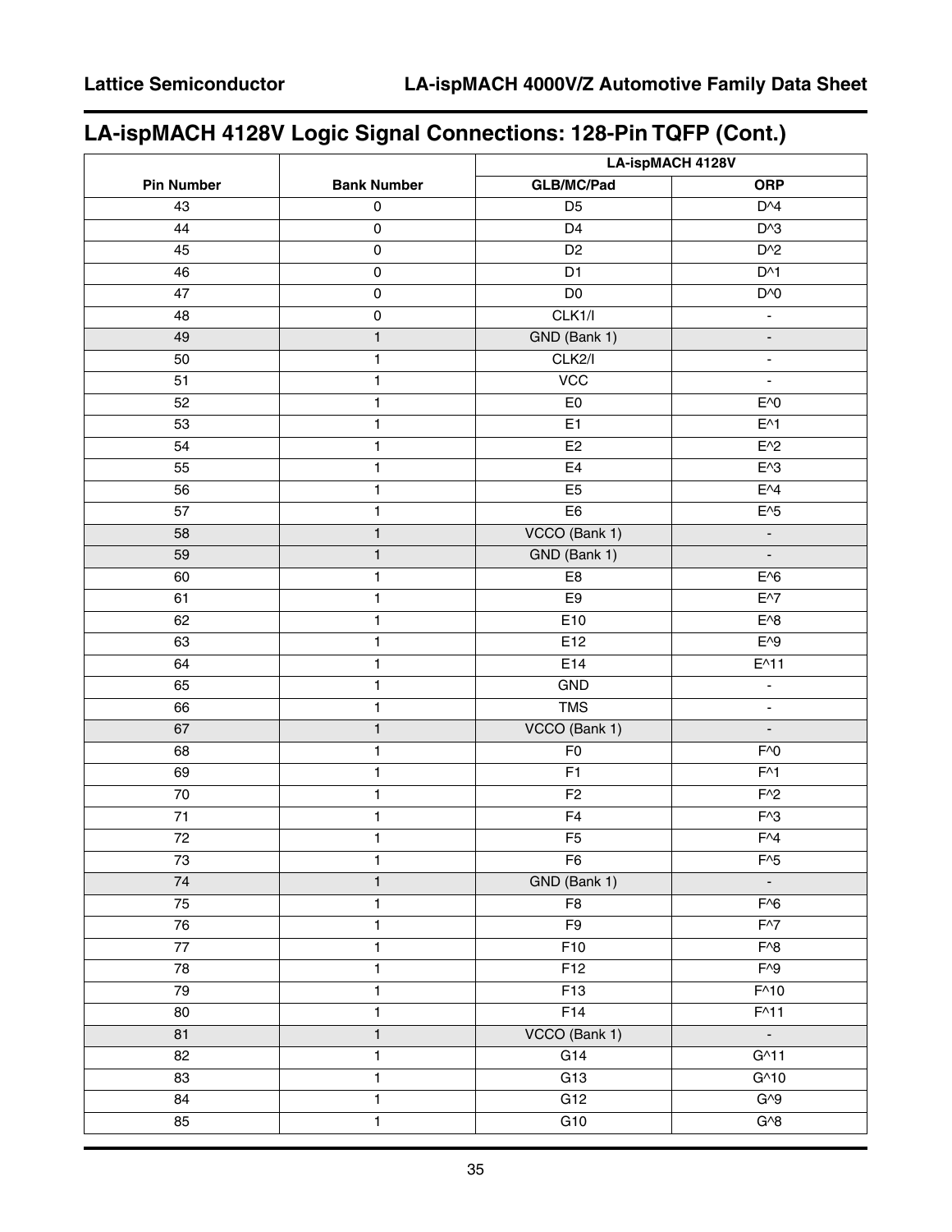## LA-ispMACH 4128V Logic Signal Connections: 128-Pin TQFP (Cont.)

| Pin Number | Bank Number | LA-ispMACH 4128V | |
|---|---|---|---|
| | | GLB/MC/Pad | ORP |
| 43 | 0 | D5 | D^4 |
| 44 | 0 | D4 | D^3 |
| 45 | 0 | D2 | D^2 |
| 46 | 0 | D1 | D^1 |
| 47 | 0 | D0 | D^0 |
| 48 | 0 | CLK1/I | - |
| 49 | 1 | GND (Bank 1) | - |
| 50 | 1 | CLK2/I | - |
| 51 | 1 | VCC | - |
| 52 | 1 | E0 | E^0 |
| 53 | 1 | E1 | E^1 |
| 54 | 1 | E2 | E^2 |
| 55 | 1 | E4 | E^3 |
| 56 | 1 | E5 | E^4 |
| 57 | 1 | E6 | E^5 |
| 58 | 1 | VCCO (Bank 1) | - |
| 59 | 1 | GND (Bank 1) | - |
| 60 | 1 | E8 | E^6 |
| 61 | 1 | E9 | E^7 |
| 62 | 1 | E10 | E^8 |
| 63 | 1 | E12 | E^9 |
| 64 | 1 | E14 | E^11 |
| 65 | 1 | GND | - |
| 66 | 1 | TMS | - |
| 67 | 1 | VCCO (Bank 1) | - |
| 68 | 1 | F0 | F^0 |
| 69 | 1 | F1 | F^1 |
| 70 | 1 | F2 | F^2 |
| 71 | 1 | F4 | F^3 |
| 72 | 1 | F5 | F^4 |
| 73 | 1 | F6 | F^5 |
| 74 | 1 | GND (Bank 1) | - |
| 75 | 1 | F8 | F^6 |
| 76 | 1 | F9 | F^7 |
| 77 | 1 | F10 | F^8 |
| 78 | 1 | F12 | F^9 |
| 79 | 1 | F13 | F^10 |
| 80 | 1 | F14 | F^11 |
| 81 | 1 | VCCO (Bank 1) | - |
| 82 | 1 | G14 | G^11 |
| 83 | 1 | G13 | G^10 |
| 84 | 1 | G12 | G^9 |
| 85 | 1 | G10 | G^8 |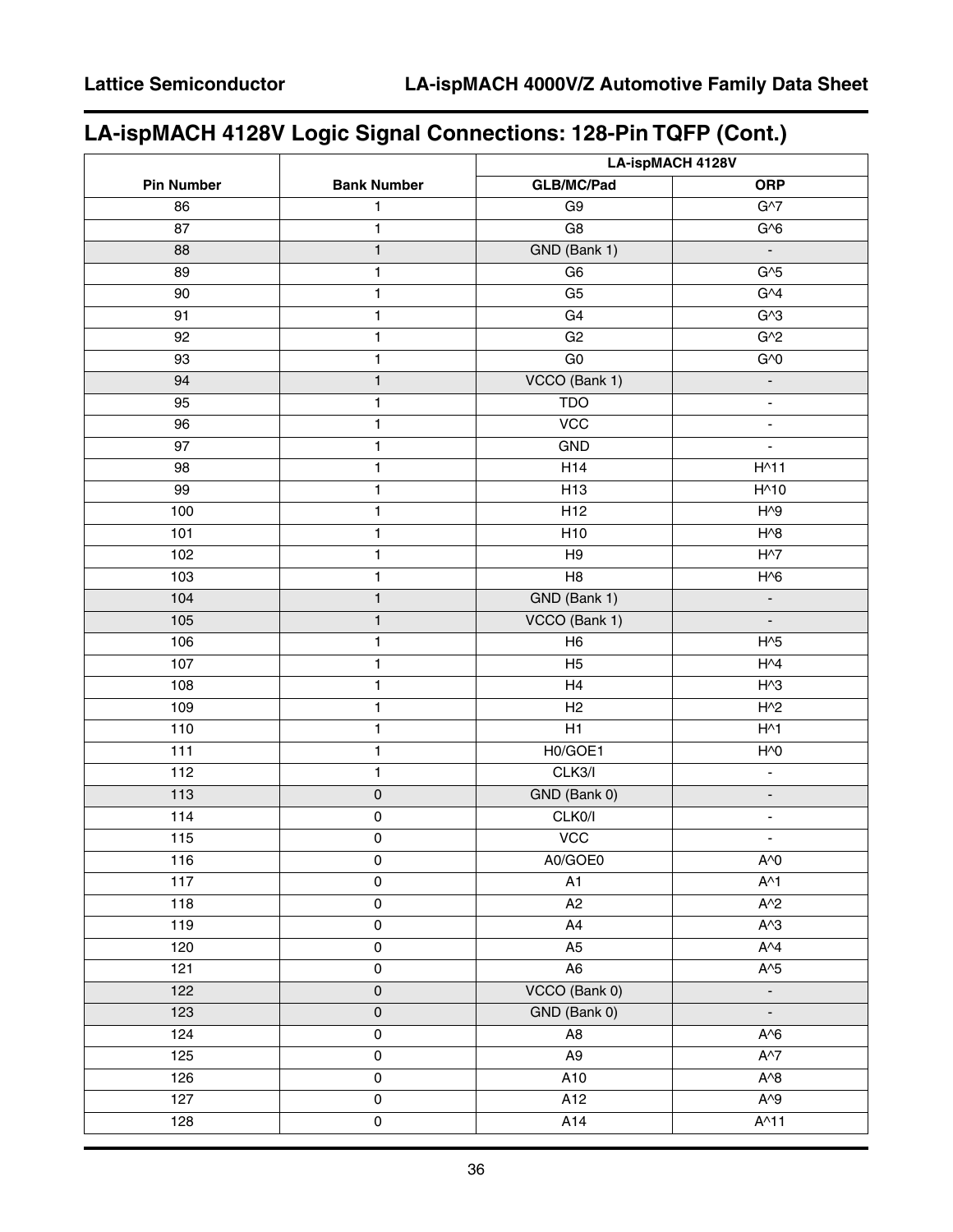## LA-ispMACH 4128V Logic Signal Connections: 128-Pin TQFP (Cont.)

| | | LA-ispMACH 4128V | |
|---|---|---|---|
| **Pin Number** | **Bank Number** | **GLB/MC/Pad** | **ORP** |
| 86 | 1 | G9 | G^7 |
| 87 | 1 | G8 | G^6 |
| 88 | 1 | GND (Bank 1) | - |
| 89 | 1 | G6 | G^5 |
| 90 | 1 | G5 | G^4 |
| 91 | 1 | G4 | G^3 |
| 92 | 1 | G2 | G^2 |
| 93 | 1 | G0 | G^0 |
| 94 | 1 | VCCO (Bank 1) | - |
| 95 | 1 | TDO | - |
| 96 | 1 | VCC | - |
| 97 | 1 | GND | - |
| 98 | 1 | H14 | H^11 |
| 99 | 1 | H13 | H^10 |
| 100 | 1 | H12 | H^9 |
| 101 | 1 | H10 | H^8 |
| 102 | 1 | H9 | H^7 |
| 103 | 1 | H8 | H^6 |
| 104 | 1 | GND (Bank 1) | - |
| 105 | 1 | VCCO (Bank 1) | - |
| 106 | 1 | H6 | H^5 |
| 107 | 1 | H5 | H^4 |
| 108 | 1 | H4 | H^3 |
| 109 | 1 | H2 | H^2 |
| 110 | 1 | H1 | H^1 |
| 111 | 1 | H0/GOE1 | H^0 |
| 112 | 1 | CLK3/I | - |
| 113 | 0 | GND (Bank 0) | - |
| 114 | 0 | CLK0/I | - |
| 115 | 0 | VCC | - |
| 116 | 0 | A0/GOE0 | A^0 |
| 117 | 0 | A1 | A^1 |
| 118 | 0 | A2 | A^2 |
| 119 | 0 | A4 | A^3 |
| 120 | 0 | A5 | A^4 |
| 121 | 0 | A6 | A^5 |
| 122 | 0 | VCCO (Bank 0) | - |
| 123 | 0 | GND (Bank 0) | - |
| 124 | 0 | A8 | A^6 |
| 125 | 0 | A9 | A^7 |
| 126 | 0 | A10 | A^8 |
| 127 | 0 | A12 | A^9 |
| 128 | 0 | A14 | A^11 |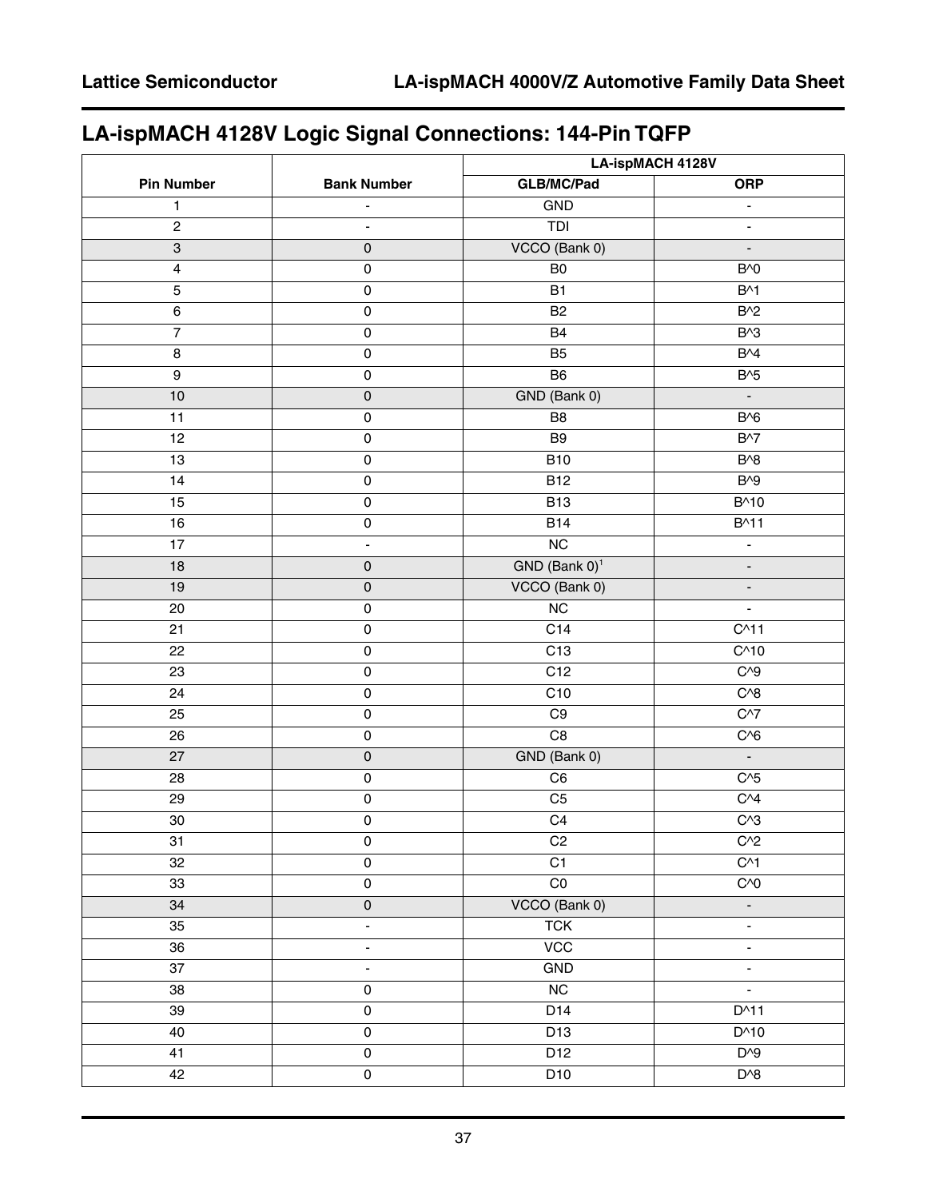## LA-ispMACH 4128V Logic Signal Connections: 144-Pin TQFP

| Pin Number | Bank Number | LA-ispMACH 4128V | |
|---|---|---|---|
| | | GLB/MC/Pad | ORP |
| 1 | - | GND | - |
| 2 | - | TDI | - |
| 3 | 0 | VCCO (Bank 0) | - |
| 4 | 0 | B0 | B^0 |
| 5 | 0 | B1 | B^1 |
| 6 | 0 | B2 | B^2 |
| 7 | 0 | B4 | B^3 |
| 8 | 0 | B5 | B^4 |
| 9 | 0 | B6 | B^5 |
| 10 | 0 | GND (Bank 0) | - |
| 11 | 0 | B8 | B^6 |
| 12 | 0 | B9 | B^7 |
| 13 | 0 | B10 | B^8 |
| 14 | 0 | B12 | B^9 |
| 15 | 0 | B13 | B^10 |
| 16 | 0 | B14 | B^11 |
| 17 | - | NC | - |
| 18 | 0 | GND (Bank 0)[1] | - |
| 19 | 0 | VCCO (Bank 0) | - |
| 20 | 0 | NC | - |
| 21 | 0 | C14 | C^11 |
| 22 | 0 | C13 | C^10 |
| 23 | 0 | C12 | C^9 |
| 24 | 0 | C10 | C^8 |
| 25 | 0 | C9 | C^7 |
| 26 | 0 | C8 | C^6 |
| 27 | 0 | GND (Bank 0) | - |
| 28 | 0 | C6 | C^5 |
| 29 | 0 | C5 | C^4 |
| 30 | 0 | C4 | C^3 |
| 31 | 0 | C2 | C^2 |
| 32 | 0 | C1 | C^1 |
| 33 | 0 | C0 | C^0 |
| 34 | 0 | VCCO (Bank 0) | - |
| 35 | - | TCK | - |
| 36 | - | VCC | - |
| 37 | - | GND | - |
| 38 | 0 | NC | - |
| 39 | 0 | D14 | D^11 |
| 40 | 0 | D13 | D^10 |
| 41 | 0 | D12 | D^9 |
| 42 | 0 | D10 | D^8 |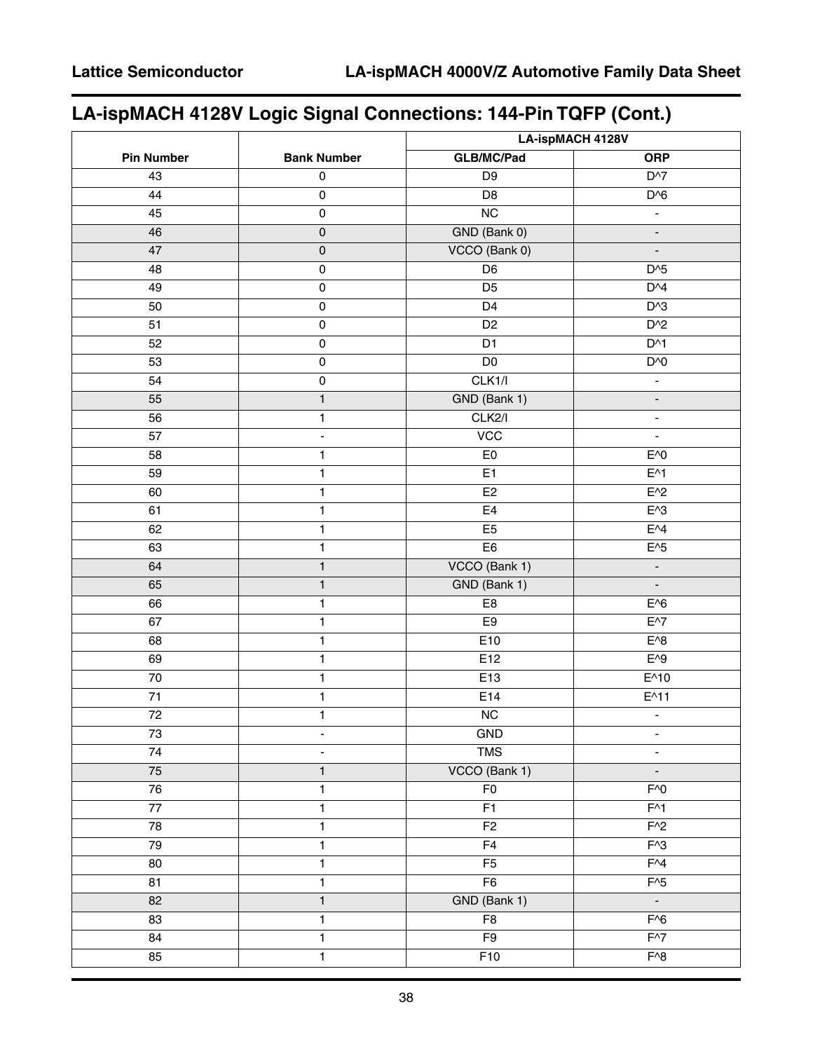## LA-ispMACH 4128V Logic Signal Connections: 144-Pin TQFP (Cont.)

| | | LA-ispMACH 4128V | |
|---|---|---|---|
| **Pin Number** | **Bank Number** | **GLB/MC/Pad** | **ORP** |
| 43 | 0 | D9 | D^7 |
| 44 | 0 | D8 | D^6 |
| 45 | 0 | NC | - |
| 46 | 0 | GND (Bank 0) | - |
| 47 | 0 | VCCO (Bank 0) | - |
| 48 | 0 | D6 | D^5 |
| 49 | 0 | D5 | D^4 |
| 50 | 0 | D4 | D^3 |
| 51 | 0 | D2 | D^2 |
| 52 | 0 | D1 | D^1 |
| 53 | 0 | D0 | D^0 |
| 54 | 0 | CLK1/I | - |
| 55 | 1 | GND (Bank 1) | - |
| 56 | 1 | CLK2/I | - |
| 57 | - | VCC | - |
| 58 | 1 | E0 | E^0 |
| 59 | 1 | E1 | E^1 |
| 60 | 1 | E2 | E^2 |
| 61 | 1 | E4 | E^3 |
| 62 | 1 | E5 | E^4 |
| 63 | 1 | E6 | E^5 |
| 64 | 1 | VCCO (Bank 1) | - |
| 65 | 1 | GND (Bank 1) | - |
| 66 | 1 | E8 | E^6 |
| 67 | 1 | E9 | E^7 |
| 68 | 1 | E10 | E^8 |
| 69 | 1 | E12 | E^9 |
| 70 | 1 | E13 | E^10 |
| 71 | 1 | E14 | E^11 |
| 72 | 1 | NC | - |
| 73 | - | GND | - |
| 74 | - | TMS | - |
| 75 | 1 | VCCO (Bank 1) | - |
| 76 | 1 | F0 | F^0 |
| 77 | 1 | F1 | F^1 |
| 78 | 1 | F2 | F^2 |
| 79 | 1 | F4 | F^3 |
| 80 | 1 | F5 | F^4 |
| 81 | 1 | F6 | F^5 |
| 82 | 1 | GND (Bank 1) | - |
| 83 | 1 | F8 | F^6 |
| 84 | 1 | F9 | F^7 |
| 85 | 1 | F10 | F^8 |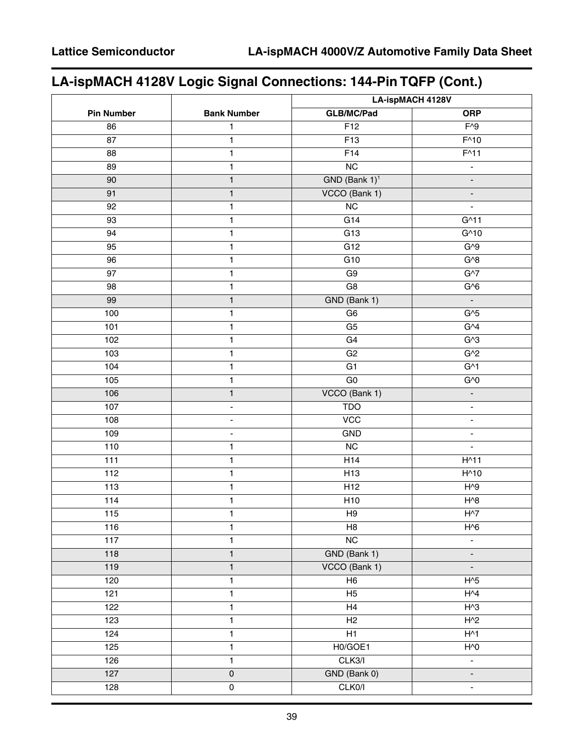## LA-ispMACH 4128V Logic Signal Connections: 144-Pin TQFP (Cont.)

| | | LA-ispMACH 4128V | |
|---|---|---|---|
| **Pin Number** | **Bank Number** | **GLB/MC/Pad** | **ORP** |
| 86 | 1 | F12 | F^9 |
| 87 | 1 | F13 | F^10 |
| 88 | 1 | F14 | F^11 |
| 89 | 1 | NC | - |
| 90 | 1 | GND (Bank 1)[1] | - |
| 91 | 1 | VCCO (Bank 1) | - |
| 92 | 1 | NC | - |
| 93 | 1 | G14 | G^11 |
| 94 | 1 | G13 | G^10 |
| 95 | 1 | G12 | G^9 |
| 96 | 1 | G10 | G^8 |
| 97 | 1 | G9 | G^7 |
| 98 | 1 | G8 | G^6 |
| 99 | 1 | GND (Bank 1) | - |
| 100 | 1 | G6 | G^5 |
| 101 | 1 | G5 | G^4 |
| 102 | 1 | G4 | G^3 |
| 103 | 1 | G2 | G^2 |
| 104 | 1 | G1 | G^1 |
| 105 | 1 | G0 | G^0 |
| 106 | 1 | VCCO (Bank 1) | - |
| 107 | - | TDO | - |
| 108 | - | VCC | - |
| 109 | - | GND | - |
| 110 | 1 | NC | - |
| 111 | 1 | H14 | H^11 |
| 112 | 1 | H13 | H^10 |
| 113 | 1 | H12 | H^9 |
| 114 | 1 | H10 | H^8 |
| 115 | 1 | H9 | H^7 |
| 116 | 1 | H8 | H^6 |
| 117 | 1 | NC | - |
| 118 | 1 | GND (Bank 1) | - |
| 119 | 1 | VCCO (Bank 1) | - |
| 120 | 1 | H6 | H^5 |
| 121 | 1 | H5 | H^4 |
| 122 | 1 | H4 | H^3 |
| 123 | 1 | H2 | H^2 |
| 124 | 1 | H1 | H^1 |
| 125 | 1 | H0/GOE1 | H^0 |
| 126 | 1 | CLK3/I | - |
| 127 | 0 | GND (Bank 0) | - |
| 128 | 0 | CLK0/I | - |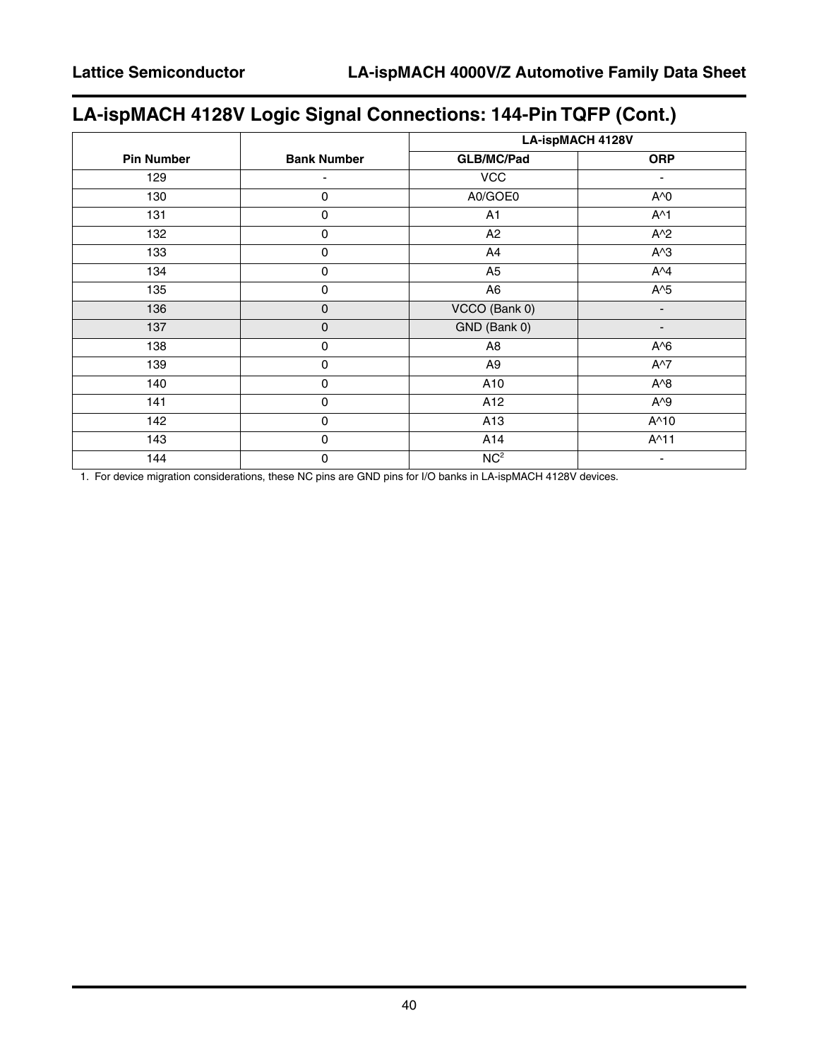## LA-ispMACH 4128V Logic Signal Connections: 144-Pin TQFP (Cont.)

| Pin Number | Bank Number | LA-ispMACH 4128V | |
|---|---|---|---|
| | | GLB/MC/Pad | ORP |
| 129 | - | VCC | - |
| 130 | 0 | A0/GOE0 | A^0 |
| 131 | 0 | A1 | A^1 |
| 132 | 0 | A2 | A^2 |
| 133 | 0 | A4 | A^3 |
| 134 | 0 | A5 | A^4 |
| 135 | 0 | A6 | A^5 |
| 136 | 0 | VCCO (Bank 0) | - |
| 137 | 0 | GND (Bank 0) | - |
| 138 | 0 | A8 | A^6 |
| 139 | 0 | A9 | A^7 |
| 140 | 0 | A10 | A^8 |
| 141 | 0 | A12 | A^9 |
| 142 | 0 | A13 | A^10 |
| 143 | 0 | A14 | A^11 |
| 144 | 0 | NC[2] | - |

1. For device migration considerations, these NC pins are GND pins for I/O banks in LA-ispMACH 4128V devices.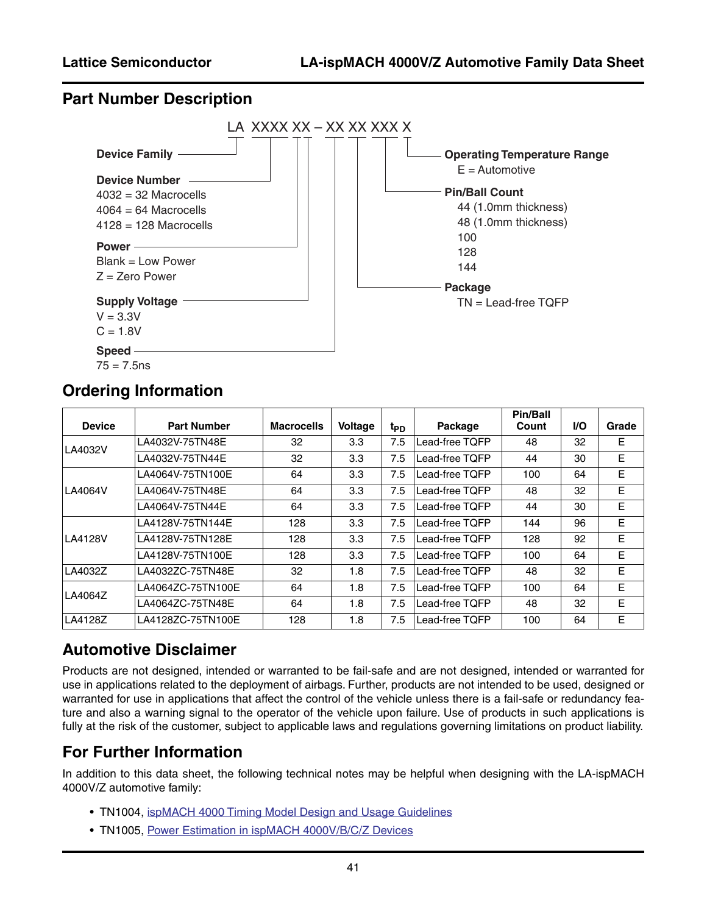## Part Number Description

LA XXXX XX – XX XX XXX X

**Device Family**

**Device Number**
- 4032 = 32 Macrocells
- 4064 = 64 Macrocells
- 4128 = 128 Macrocells

**Power**
- Blank = Low Power
- Z = Zero Power

**Supply Voltage**
- V = 3.3V
- C = 1.8V

**Speed**
- 75 = 7.5ns

**Operating Temperature Range**
- E = Automotive

**Pin/Ball Count**
- 44 (1.0mm thickness)
- 48 (1.0mm thickness)
- 100
- 128
- 144

**Package**
- TN = Lead-free TQFP

## Ordering Information

| Device | Part Number | Macrocells | Voltage | $t_{PD}$ | Package | Pin/Ball Count | I/O | Grade |
|---|---|---|---|---|---|---|---|---|
| LA4032V | LA4032V-75TN48E | 32 | 3.3 | 7.5 | Lead-free TQFP | 48 | 32 | E |
| | LA4032V-75TN44E | 32 | 3.3 | 7.5 | Lead-free TQFP | 44 | 30 | E |
| LA4064V | LA4064V-75TN100E | 64 | 3.3 | 7.5 | Lead-free TQFP | 100 | 64 | E |
| | LA4064V-75TN48E | 64 | 3.3 | 7.5 | Lead-free TQFP | 48 | 32 | E |
| | LA4064V-75TN44E | 64 | 3.3 | 7.5 | Lead-free TQFP | 44 | 30 | E |
| LA4128V | LA4128V-75TN144E | 128 | 3.3 | 7.5 | Lead-free TQFP | 144 | 96 | E |
| | LA4128V-75TN128E | 128 | 3.3 | 7.5 | Lead-free TQFP | 128 | 92 | E |
| | LA4128V-75TN100E | 128 | 3.3 | 7.5 | Lead-free TQFP | 100 | 64 | E |
| LA4032Z | LA4032ZC-75TN48E | 32 | 1.8 | 7.5 | Lead-free TQFP | 48 | 32 | E |
| LA4064Z | LA4064ZC-75TN100E | 64 | 1.8 | 7.5 | Lead-free TQFP | 100 | 64 | E |
| | LA4064ZC-75TN48E | 64 | 1.8 | 7.5 | Lead-free TQFP | 48 | 32 | E |
| LA4128Z | LA4128ZC-75TN100E | 128 | 1.8 | 7.5 | Lead-free TQFP | 100 | 64 | E |

## Automotive Disclaimer

Products are not designed, intended or warranted to be fail-safe and are not designed, intended or warranted for use in applications related to the deployment of airbags. Further, products are not intended to be used, designed or warranted for use in applications that affect the control of the vehicle unless there is a fail-safe or redundancy feature and also a warning signal to the operator of the vehicle upon failure. Use of products in such applications is fully at the risk of the customer, subject to applicable laws and regulations governing limitations on product liability.

## For Further Information

In addition to this data sheet, the following technical notes may be helpful when designing with the LA-ispMACH 4000V/Z automotive family:

- TN1004, ispMACH 4000 Timing Model Design and Usage Guidelines
- TN1005, Power Estimation in ispMACH 4000V/B/C/Z Devices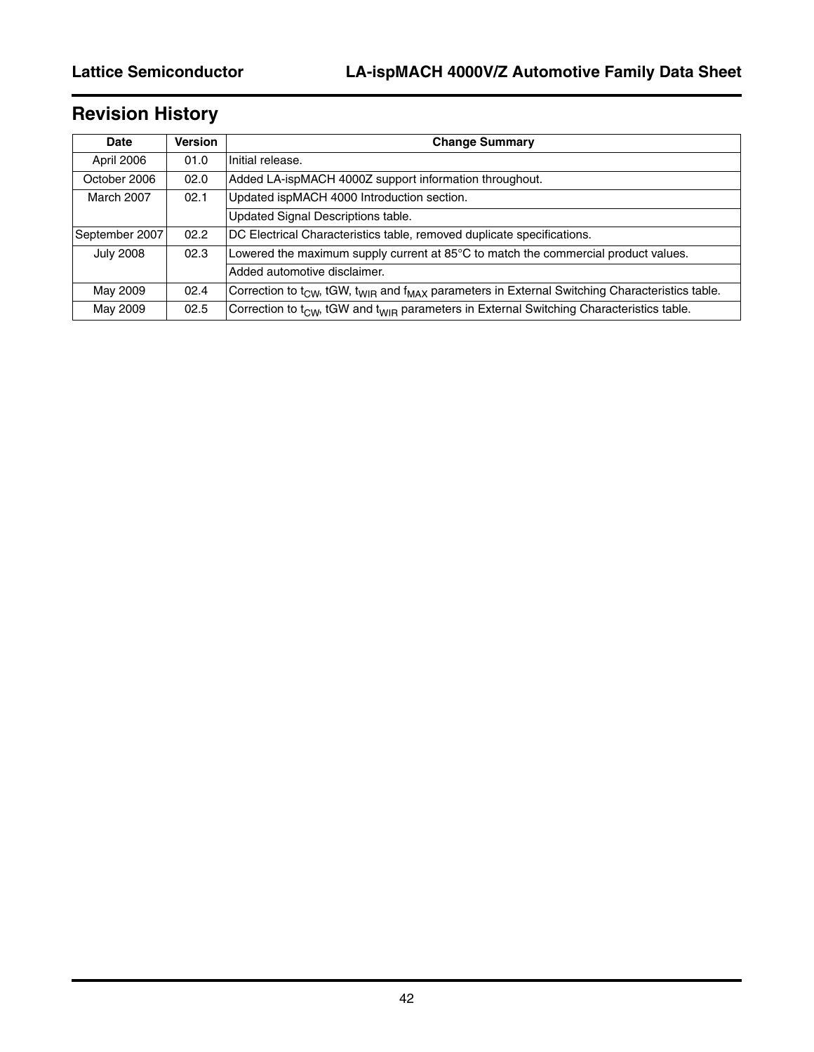# Revision History

| Date | Version | Change Summary |
|---|---|---|
| April 2006 | 01.0 | Initial release. |
| October 2006 | 02.0 | Added LA-ispMACH 4000Z support information throughout. |
| March 2007 | 02.1 | Updated ispMACH 4000 Introduction section. |
| | | Updated Signal Descriptions table. |
| September 2007 | 02.2 | DC Electrical Characteristics table, removed duplicate specifications. |
| July 2008 | 02.3 | Lowered the maximum supply current at 85°C to match the commercial product values. |
| | | Added automotive disclaimer. |
| May 2009 | 02.4 | Correction to $t_{CW}$, tGW, $t_{WIR}$ and $f_{MAX}$ parameters in External Switching Characteristics table. |
| May 2009 | 02.5 | Correction to $t_{CW}$, tGW and $t_{WIR}$ parameters in External Switching Characteristics table. |